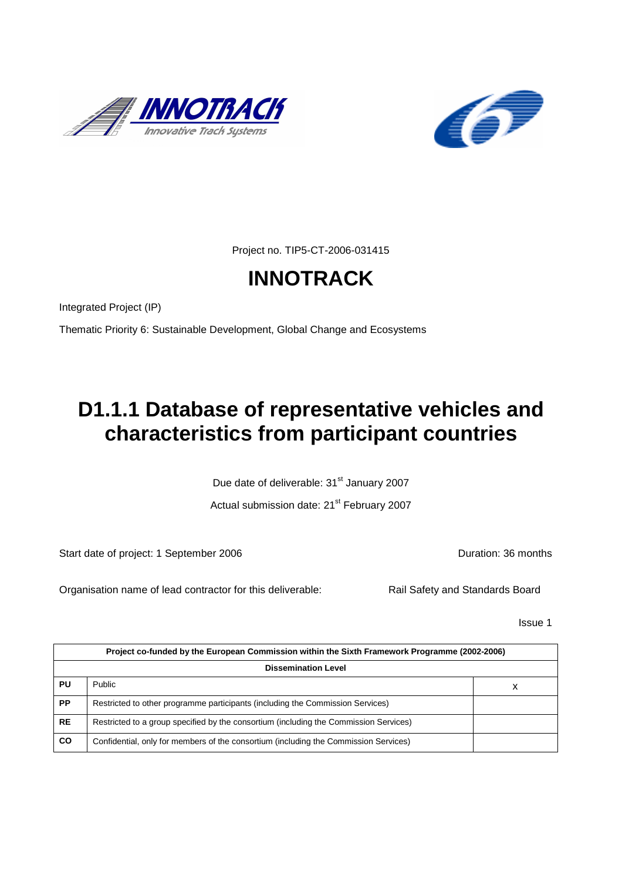Project no. TIP5-CT-2006-031415

# INNOTRACK

Integrated Project (IP)

Thematic Priority 6: Sustainable Development, Global Change and Ecosystems

# D1.1.1 Database of representative vehicles and characteristics from participant countries

Due date of deliverable: 31st January 2007

Actual submission date: 21st February 2007

Start date of project: 1 September 2006

Duration: 36 months

Organisation name of lead contractor for this deliverable: Rail Safety and Standards Board

Issue 1

| **Project co-funded by the European Commission within the Sixth Framework Programme (2002-2006)** | | |
|---|---|---|
| **Dissemination Level** | | |
| **PU** | Public | x |
| **PP** | Restricted to other programme participants (including the Commission Services) | |
| **RE** | Restricted to a group specified by the consortium (including the Commission Services) | |
| **CO** | Confidential, only for members of the consortium (including the Commission Services) | |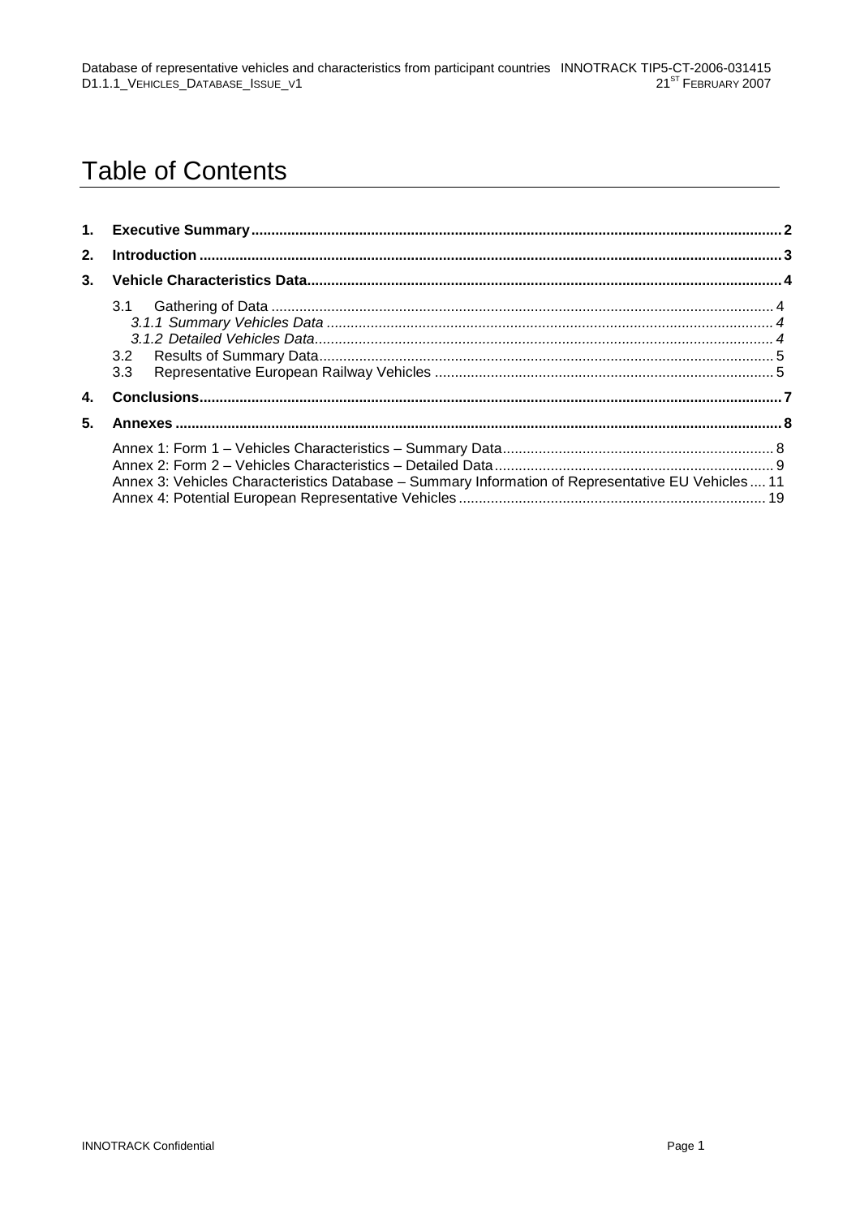# Table of Contents

1. **Executive Summary** .......... 2
2. **Introduction** .......... 3
3. **Vehicle Characteristics Data** .......... 4
   - 3.1 Gathering of Data .......... 4
     - *3.1.1 Summary Vehicles Data* .......... *4*
     - *3.1.2 Detailed Vehicles Data* .......... *4*
   - 3.2 Results of Summary Data .......... 5
   - 3.3 Representative European Railway Vehicles .......... 5
4. **Conclusions** .......... 7
5. **Annexes** .......... 8
   - Annex 1: Form 1 – Vehicles Characteristics – Summary Data .......... 8
   - Annex 2: Form 2 – Vehicles Characteristics – Detailed Data .......... 9
   - Annex 3: Vehicles Characteristics Database – Summary Information of Representative EU Vehicles .......... 11
   - Annex 4: Potential European Representative Vehicles .......... 19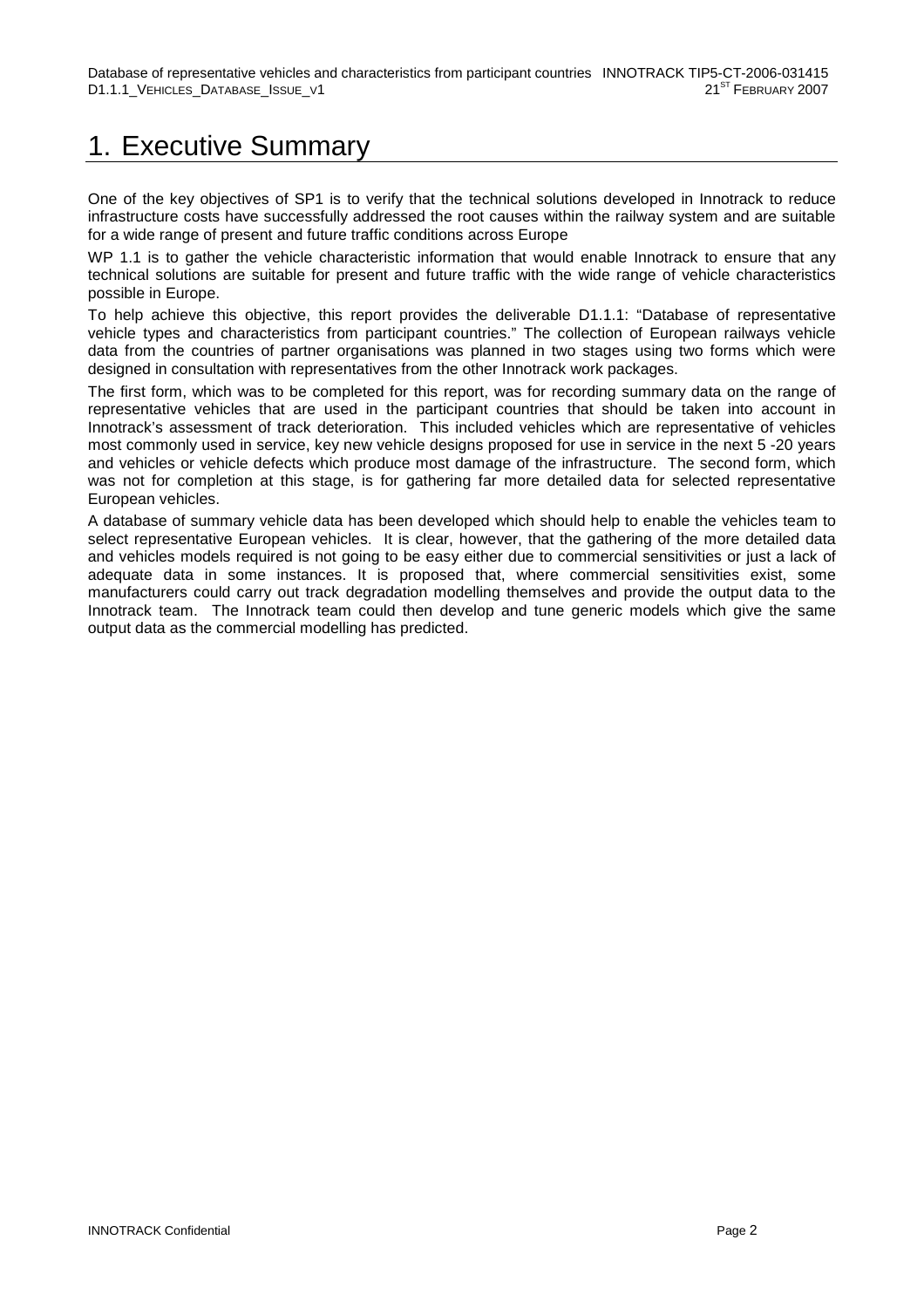# 1. Executive Summary

One of the key objectives of SP1 is to verify that the technical solutions developed in Innotrack to reduce infrastructure costs have successfully addressed the root causes within the railway system and are suitable for a wide range of present and future traffic conditions across Europe

WP 1.1 is to gather the vehicle characteristic information that would enable Innotrack to ensure that any technical solutions are suitable for present and future traffic with the wide range of vehicle characteristics possible in Europe.

To help achieve this objective, this report provides the deliverable D1.1.1: "Database of representative vehicle types and characteristics from participant countries." The collection of European railways vehicle data from the countries of partner organisations was planned in two stages using two forms which were designed in consultation with representatives from the other Innotrack work packages.

The first form, which was to be completed for this report, was for recording summary data on the range of representative vehicles that are used in the participant countries that should be taken into account in Innotrack's assessment of track deterioration. This included vehicles which are representative of vehicles most commonly used in service, key new vehicle designs proposed for use in service in the next 5 -20 years and vehicles or vehicle defects which produce most damage of the infrastructure. The second form, which was not for completion at this stage, is for gathering far more detailed data for selected representative European vehicles.

A database of summary vehicle data has been developed which should help to enable the vehicles team to select representative European vehicles. It is clear, however, that the gathering of the more detailed data and vehicles models required is not going to be easy either due to commercial sensitivities or just a lack of adequate data in some instances. It is proposed that, where commercial sensitivities exist, some manufacturers could carry out track degradation modelling themselves and provide the output data to the Innotrack team. The Innotrack team could then develop and tune generic models which give the same output data as the commercial modelling has predicted.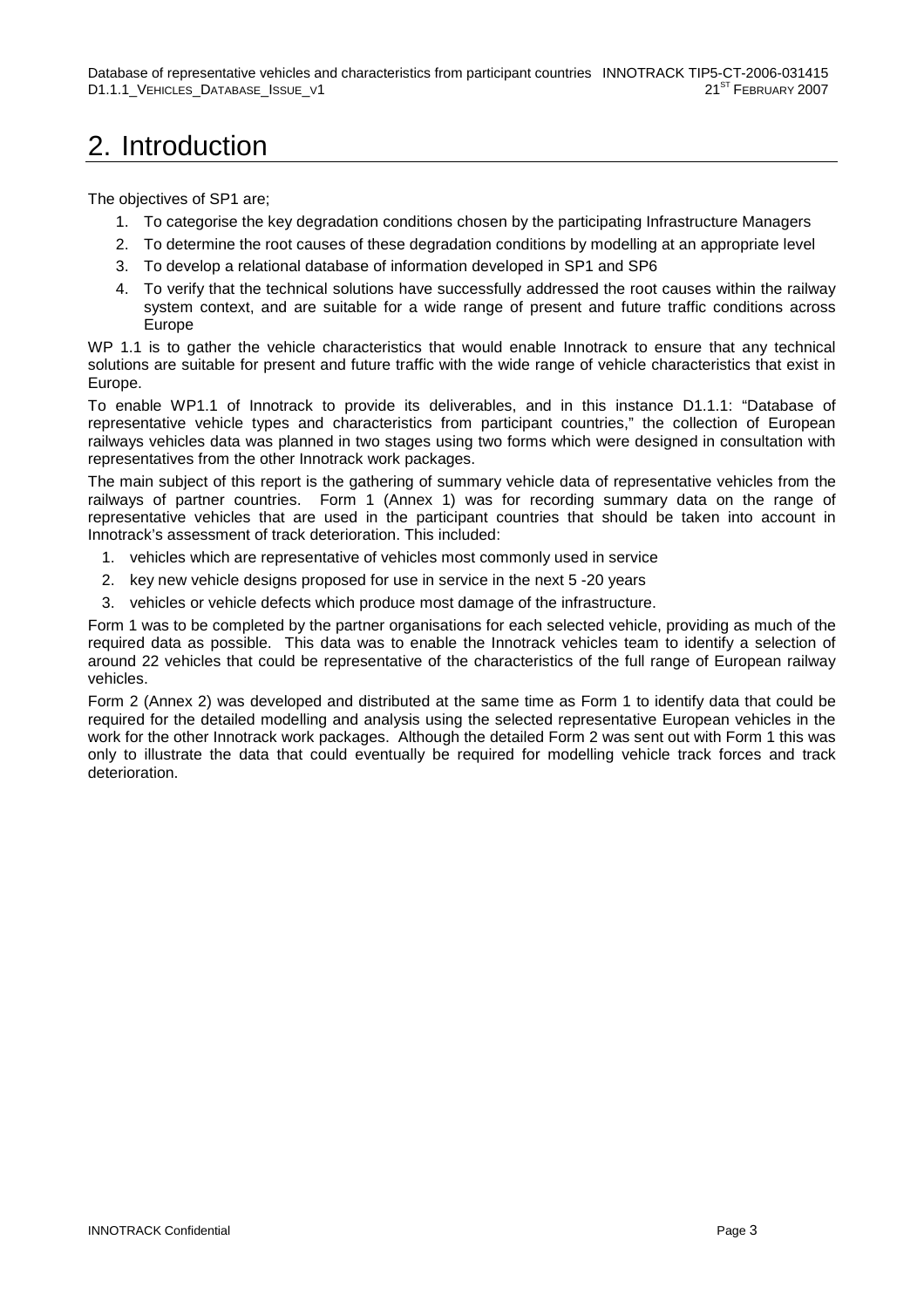# 2. Introduction

The objectives of SP1 are;

1. To categorise the key degradation conditions chosen by the participating Infrastructure Managers
2. To determine the root causes of these degradation conditions by modelling at an appropriate level
3. To develop a relational database of information developed in SP1 and SP6
4. To verify that the technical solutions have successfully addressed the root causes within the railway system context, and are suitable for a wide range of present and future traffic conditions across Europe

WP 1.1 is to gather the vehicle characteristics that would enable Innotrack to ensure that any technical solutions are suitable for present and future traffic with the wide range of vehicle characteristics that exist in Europe.

To enable WP1.1 of Innotrack to provide its deliverables, and in this instance D1.1.1: "Database of representative vehicle types and characteristics from participant countries," the collection of European railways vehicles data was planned in two stages using two forms which were designed in consultation with representatives from the other Innotrack work packages.

The main subject of this report is the gathering of summary vehicle data of representative vehicles from the railways of partner countries. Form 1 (Annex 1) was for recording summary data on the range of representative vehicles that are used in the participant countries that should be taken into account in Innotrack's assessment of track deterioration. This included:

1. vehicles which are representative of vehicles most commonly used in service
2. key new vehicle designs proposed for use in service in the next 5 -20 years
3. vehicles or vehicle defects which produce most damage of the infrastructure.

Form 1 was to be completed by the partner organisations for each selected vehicle, providing as much of the required data as possible. This data was to enable the Innotrack vehicles team to identify a selection of around 22 vehicles that could be representative of the characteristics of the full range of European railway vehicles.

Form 2 (Annex 2) was developed and distributed at the same time as Form 1 to identify data that could be required for the detailed modelling and analysis using the selected representative European vehicles in the work for the other Innotrack work packages. Although the detailed Form 2 was sent out with Form 1 this was only to illustrate the data that could eventually be required for modelling vehicle track forces and track deterioration.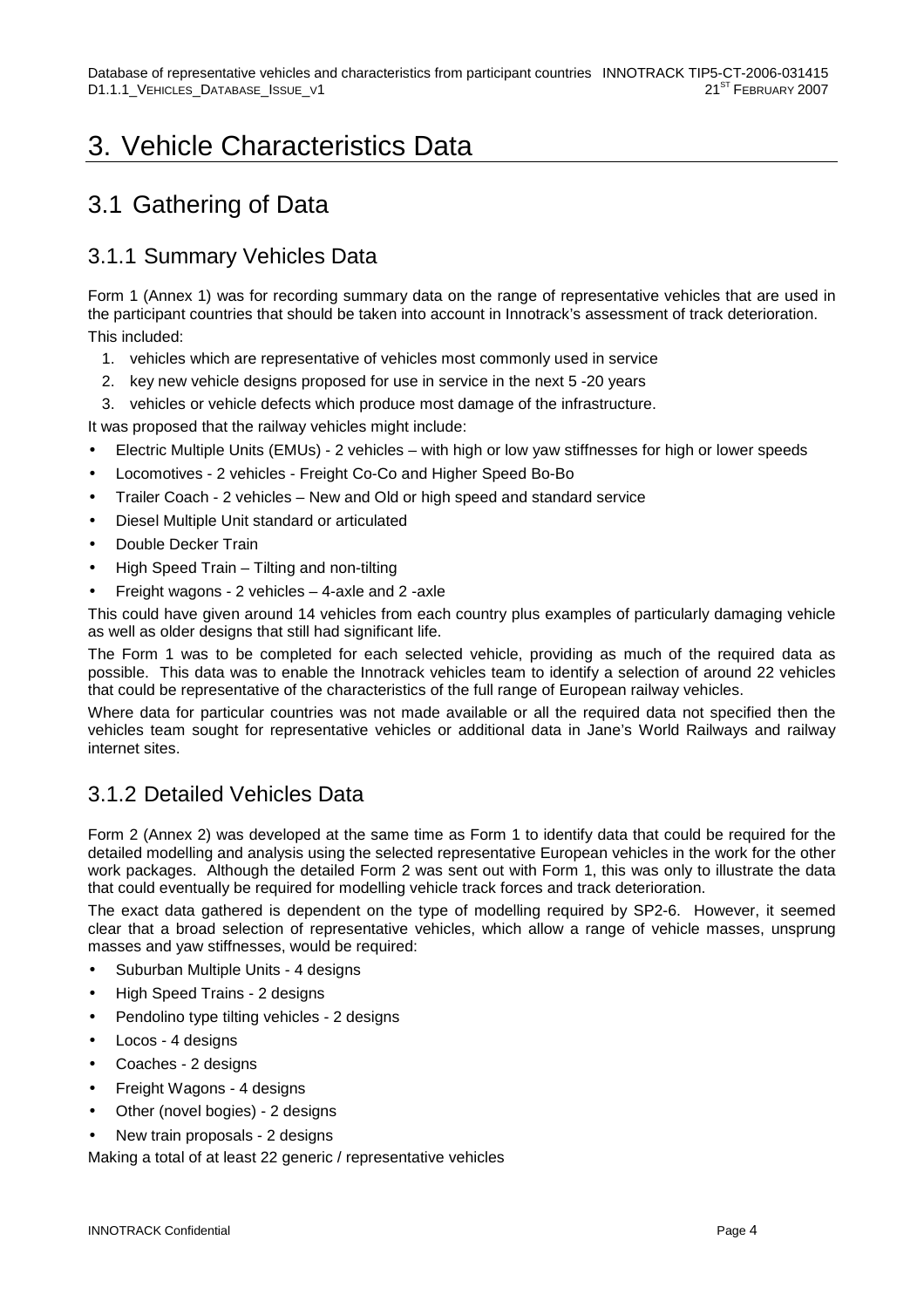# 3. Vehicle Characteristics Data

## 3.1 Gathering of Data

### 3.1.1 Summary Vehicles Data

Form 1 (Annex 1) was for recording summary data on the range of representative vehicles that are used in the participant countries that should be taken into account in Innotrack's assessment of track deterioration. This included:

1. vehicles which are representative of vehicles most commonly used in service
2. key new vehicle designs proposed for use in service in the next 5 -20 years
3. vehicles or vehicle defects which produce most damage of the infrastructure.

It was proposed that the railway vehicles might include:

- Electric Multiple Units (EMUs) - 2 vehicles – with high or low yaw stiffnesses for high or lower speeds
- Locomotives - 2 vehicles - Freight Co-Co and Higher Speed Bo-Bo
- Trailer Coach - 2 vehicles – New and Old or high speed and standard service
- Diesel Multiple Unit standard or articulated
- Double Decker Train
- High Speed Train – Tilting and non-tilting
- Freight wagons - 2 vehicles – 4-axle and 2 -axle

This could have given around 14 vehicles from each country plus examples of particularly damaging vehicle as well as older designs that still had significant life.

The Form 1 was to be completed for each selected vehicle, providing as much of the required data as possible. This data was to enable the Innotrack vehicles team to identify a selection of around 22 vehicles that could be representative of the characteristics of the full range of European railway vehicles.

Where data for particular countries was not made available or all the required data not specified then the vehicles team sought for representative vehicles or additional data in Jane's World Railways and railway internet sites.

### 3.1.2 Detailed Vehicles Data

Form 2 (Annex 2) was developed at the same time as Form 1 to identify data that could be required for the detailed modelling and analysis using the selected representative European vehicles in the work for the other work packages. Although the detailed Form 2 was sent out with Form 1, this was only to illustrate the data that could eventually be required for modelling vehicle track forces and track deterioration.

The exact data gathered is dependent on the type of modelling required by SP2-6. However, it seemed clear that a broad selection of representative vehicles, which allow a range of vehicle masses, unsprung masses and yaw stiffnesses, would be required:

- Suburban Multiple Units - 4 designs
- High Speed Trains - 2 designs
- Pendolino type tilting vehicles - 2 designs
- Locos - 4 designs
- Coaches - 2 designs
- Freight Wagons - 4 designs
- Other (novel bogies) - 2 designs
- New train proposals - 2 designs

Making a total of at least 22 generic / representative vehicles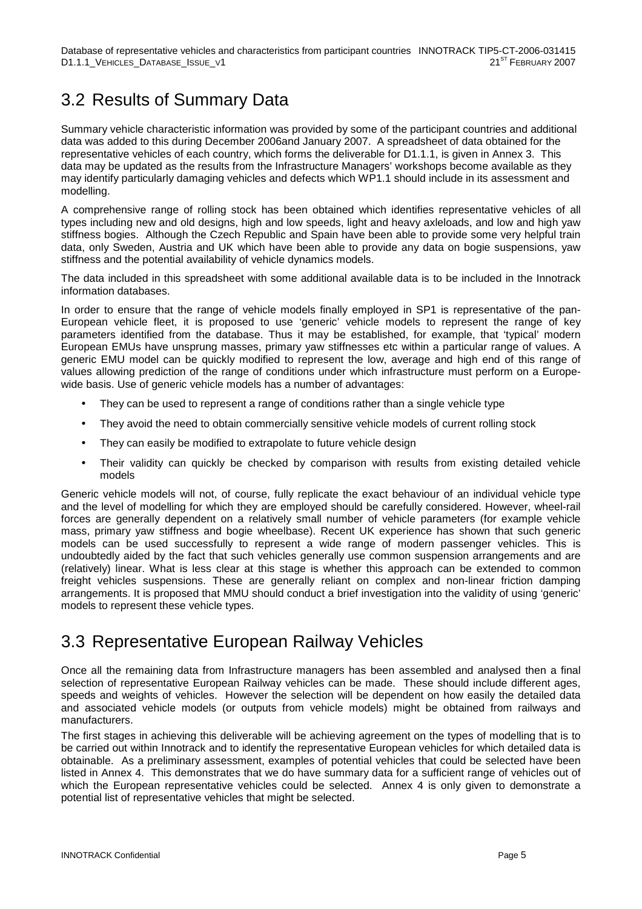## 3.2 Results of Summary Data

Summary vehicle characteristic information was provided by some of the participant countries and additional data was added to this during December 2006and January 2007. A spreadsheet of data obtained for the representative vehicles of each country, which forms the deliverable for D1.1.1, is given in Annex 3. This data may be updated as the results from the Infrastructure Managers' workshops become available as they may identify particularly damaging vehicles and defects which WP1.1 should include in its assessment and modelling.

A comprehensive range of rolling stock has been obtained which identifies representative vehicles of all types including new and old designs, high and low speeds, light and heavy axleloads, and low and high yaw stiffness bogies. Although the Czech Republic and Spain have been able to provide some very helpful train data, only Sweden, Austria and UK which have been able to provide any data on bogie suspensions, yaw stiffness and the potential availability of vehicle dynamics models.

The data included in this spreadsheet with some additional available data is to be included in the Innotrack information databases.

In order to ensure that the range of vehicle models finally employed in SP1 is representative of the pan-European vehicle fleet, it is proposed to use 'generic' vehicle models to represent the range of key parameters identified from the database. Thus it may be established, for example, that 'typical' modern European EMUs have unsprung masses, primary yaw stiffnesses etc within a particular range of values. A generic EMU model can be quickly modified to represent the low, average and high end of this range of values allowing prediction of the range of conditions under which infrastructure must perform on a Europe-wide basis. Use of generic vehicle models has a number of advantages:

- They can be used to represent a range of conditions rather than a single vehicle type
- They avoid the need to obtain commercially sensitive vehicle models of current rolling stock
- They can easily be modified to extrapolate to future vehicle design
- Their validity can quickly be checked by comparison with results from existing detailed vehicle models

Generic vehicle models will not, of course, fully replicate the exact behaviour of an individual vehicle type and the level of modelling for which they are employed should be carefully considered. However, wheel-rail forces are generally dependent on a relatively small number of vehicle parameters (for example vehicle mass, primary yaw stiffness and bogie wheelbase). Recent UK experience has shown that such generic models can be used successfully to represent a wide range of modern passenger vehicles. This is undoubtedly aided by the fact that such vehicles generally use common suspension arrangements and are (relatively) linear. What is less clear at this stage is whether this approach can be extended to common freight vehicles suspensions. These are generally reliant on complex and non-linear friction damping arrangements. It is proposed that MMU should conduct a brief investigation into the validity of using 'generic' models to represent these vehicle types.

## 3.3 Representative European Railway Vehicles

Once all the remaining data from Infrastructure managers has been assembled and analysed then a final selection of representative European Railway vehicles can be made. These should include different ages, speeds and weights of vehicles. However the selection will be dependent on how easily the detailed data and associated vehicle models (or outputs from vehicle models) might be obtained from railways and manufacturers.

The first stages in achieving this deliverable will be achieving agreement on the types of modelling that is to be carried out within Innotrack and to identify the representative European vehicles for which detailed data is obtainable. As a preliminary assessment, examples of potential vehicles that could be selected have been listed in Annex 4. This demonstrates that we do have summary data for a sufficient range of vehicles out of which the European representative vehicles could be selected. Annex 4 is only given to demonstrate a potential list of representative vehicles that might be selected.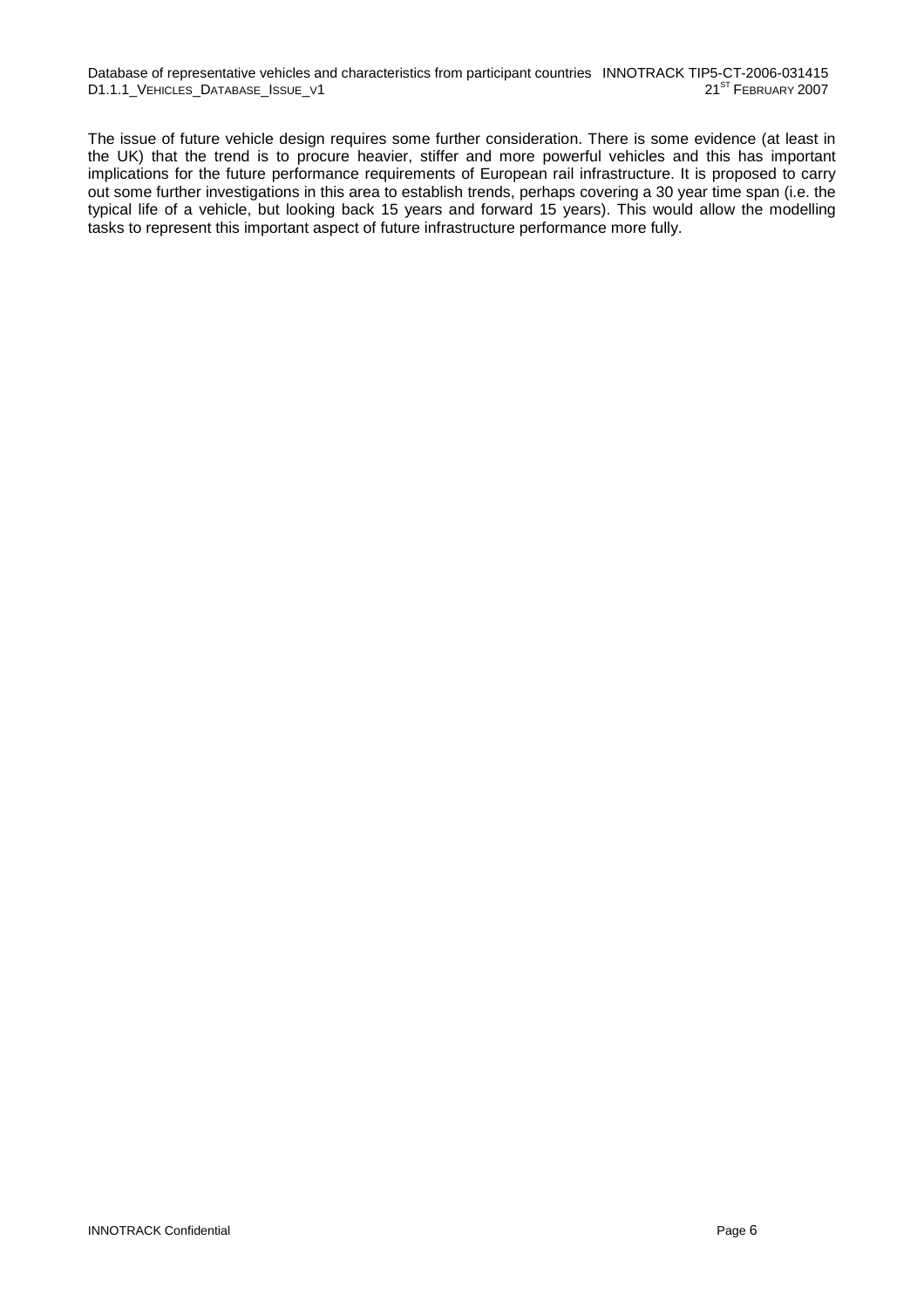The issue of future vehicle design requires some further consideration. There is some evidence (at least in the UK) that the trend is to procure heavier, stiffer and more powerful vehicles and this has important implications for the future performance requirements of European rail infrastructure. It is proposed to carry out some further investigations in this area to establish trends, perhaps covering a 30 year time span (i.e. the typical life of a vehicle, but looking back 15 years and forward 15 years). This would allow the modelling tasks to represent this important aspect of future infrastructure performance more fully.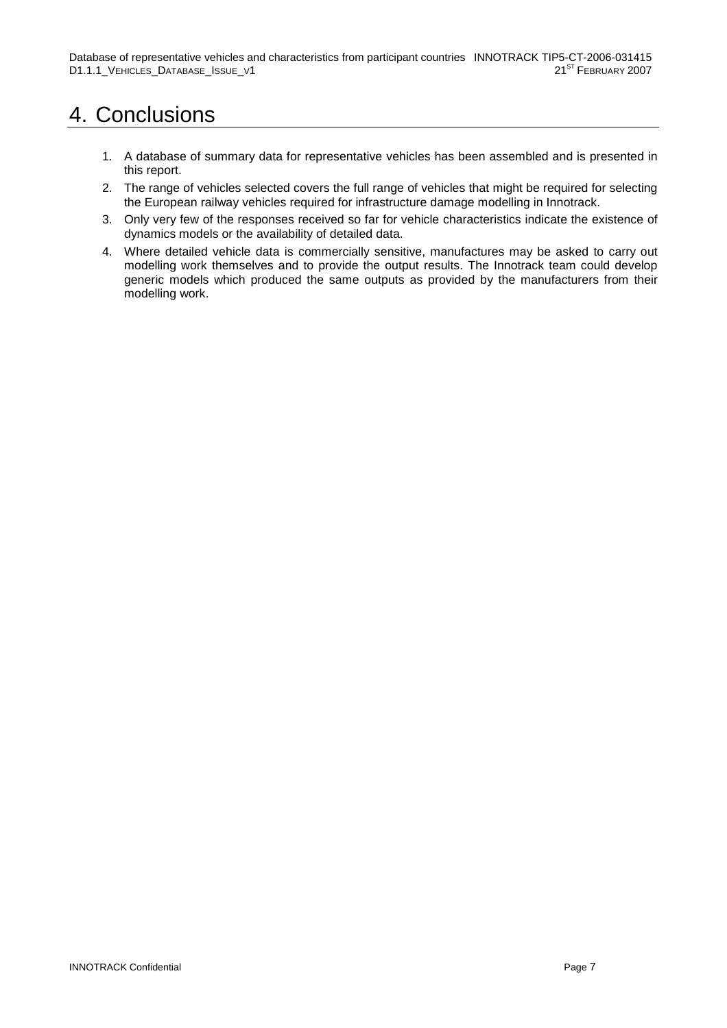# 4. Conclusions

1. A database of summary data for representative vehicles has been assembled and is presented in this report.
2. The range of vehicles selected covers the full range of vehicles that might be required for selecting the European railway vehicles required for infrastructure damage modelling in Innotrack.
3. Only very few of the responses received so far for vehicle characteristics indicate the existence of dynamics models or the availability of detailed data.
4. Where detailed vehicle data is commercially sensitive, manufactures may be asked to carry out modelling work themselves and to provide the output results. The Innotrack team could develop generic models which produced the same outputs as provided by the manufacturers from their modelling work.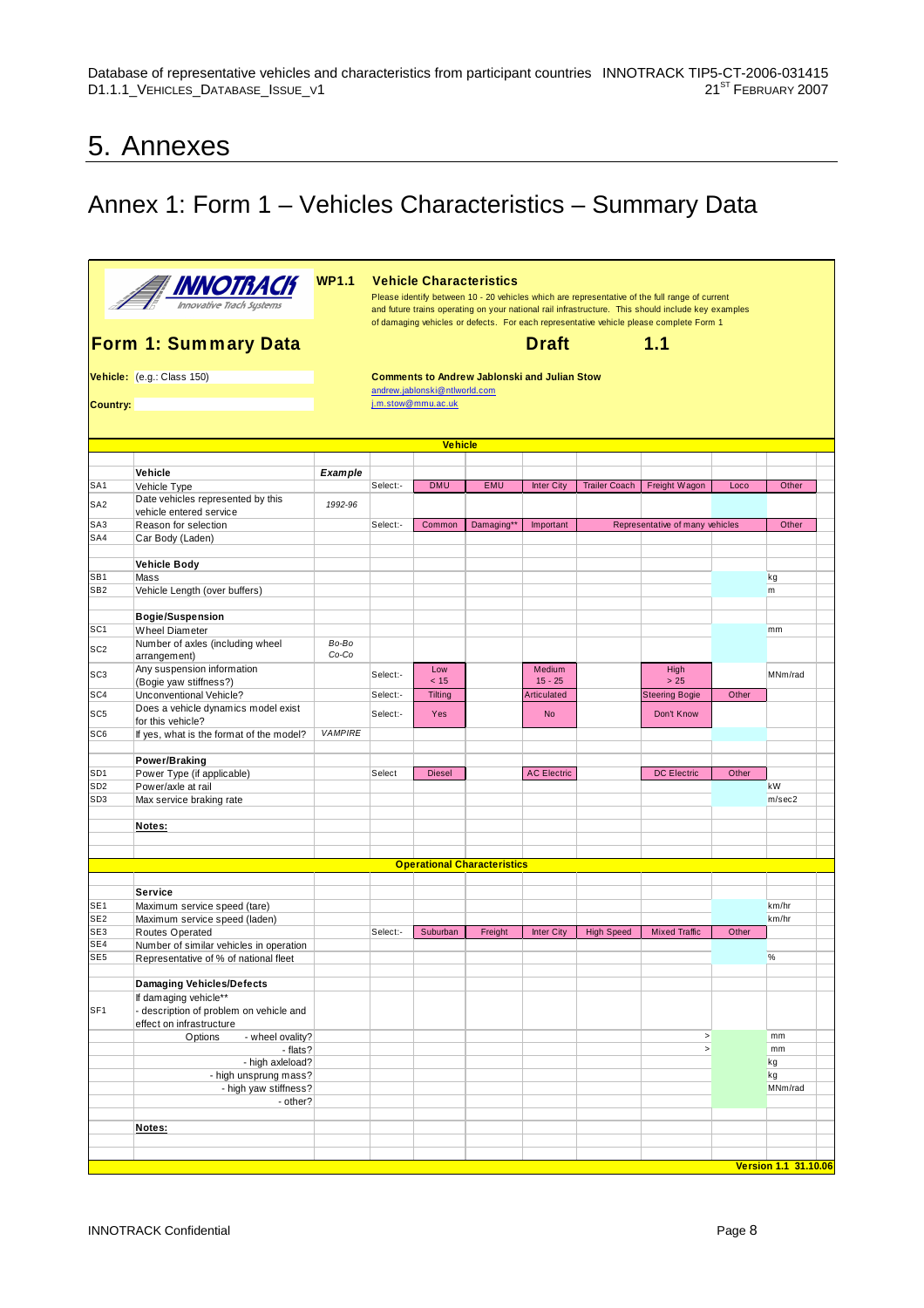# 5. Annexes

## Annex 1: Form 1 – Vehicles Characteristics – Summary Data

**INNOTRACK** *Innovative Track Systems*

**WP1.1** **Vehicle Characteristics**

Please identify between 10 - 20 vehicles which are representative of the full range of current and future trains operating on your national rail infrastructure. This should include key examples of damaging vehicles or defects. For each representative vehicle please complete Form 1

**Form 1: Summary Data** **Draft** **1.1**

**Vehicle:** (e.g.: Class 150)

**Country:**

**Comments to Andrew Jablonski and Julian Stow**
andrew.jablonski@ntlworld.com
j.m.stow@mmu.ac.uk

| | **Vehicle** | | | | | | | | | |
|---|---|---|---|---|---|---|---|---|---|---|
| | **Vehicle** | ***Example*** | | | | | | | | |
| SA1 | Vehicle Type | | Select:- | DMU | EMU | Inter City | Trailer Coach | Freight Wagon | Loco | Other |
| SA2 | Date vehicles represented by this vehicle entered service | *1992-96* | | | | | | | | |
| SA3 | Reason for selection | | Select:- | Common | Damaging** | Important | | Representative of many vehicles | | Other |
| SA4 | Car Body (Laden) | | | | | | | | | |
| | **Vehicle Body** | | | | | | | | | |
| SB1 | Mass | | | | | | | | | kg |
| SB2 | Vehicle Length (over buffers) | | | | | | | | | m |
| | **Bogie/Suspension** | | | | | | | | | |
| SC1 | Wheel Diameter | | | | | | | | | mm |
| SC2 | Number of axles (including wheel arrangement) | *Bo-Bo Co-Co* | | | | | | | | |
| SC3 | Any suspension information (Bogie yaw stiffness?) | | Select:- | Low < 15 | | Medium 15 - 25 | | High > 25 | | MNm/rad |
| SC4 | Unconventional Vehicle? | | Select:- | Tilting | | Articulated | | Steering Bogie | Other | |
| SC5 | Does a vehicle dynamics model exist for this vehicle? | | Select:- | Yes | | No | | Don't Know | | |
| SC6 | If yes, what is the format of the model? | *VAMPIRE* | | | | | | | | |
| | **Power/Braking** | | | | | | | | | |
| SD1 | Power Type (if applicable) | | Select | Diesel | | AC Electric | | DC Electric | Other | |
| SD2 | Power/axle at rail | | | | | | | | | kW |
| SD3 | Max service braking rate | | | | | | | | | m/sec2 |
| | **Notes:** | | | | | | | | | |
| | **Operational Characteristics** | | | | | | | | | |
| | **Service** | | | | | | | | | |
| SE1 | Maximum service speed (tare) | | | | | | | | | km/hr |
| SE2 | Maximum service speed (laden) | | | | | | | | | km/hr |
| SE3 | Routes Operated | | Select:- | Suburban | Freight | Inter City | High Speed | Mixed Traffic | Other | |
| SE4 | Number of similar vehicles in operation | | | | | | | | | |
| SE5 | Representative of % of national fleet | | | | | | | | | % |
| | **Damaging Vehicles/Defects** | | | | | | | | | |
| SF1 | If damaging vehicle** - description of problem on vehicle and effect on infrastructure | | | | | | | | | |
| | Options - wheel ovality? | | | | | | | > | | mm |
| | - flats? | | | | | | | > | | mm |
| | - high axleload? | | | | | | | | | kg |
| | - high unsprung mass? | | | | | | | | | kg |
| | - high yaw stiffness? | | | | | | | | | MNm/rad |
| | - other? | | | | | | | | | |
| | **Notes:** | | | | | | | | | |

**Version 1.1 31.10.06**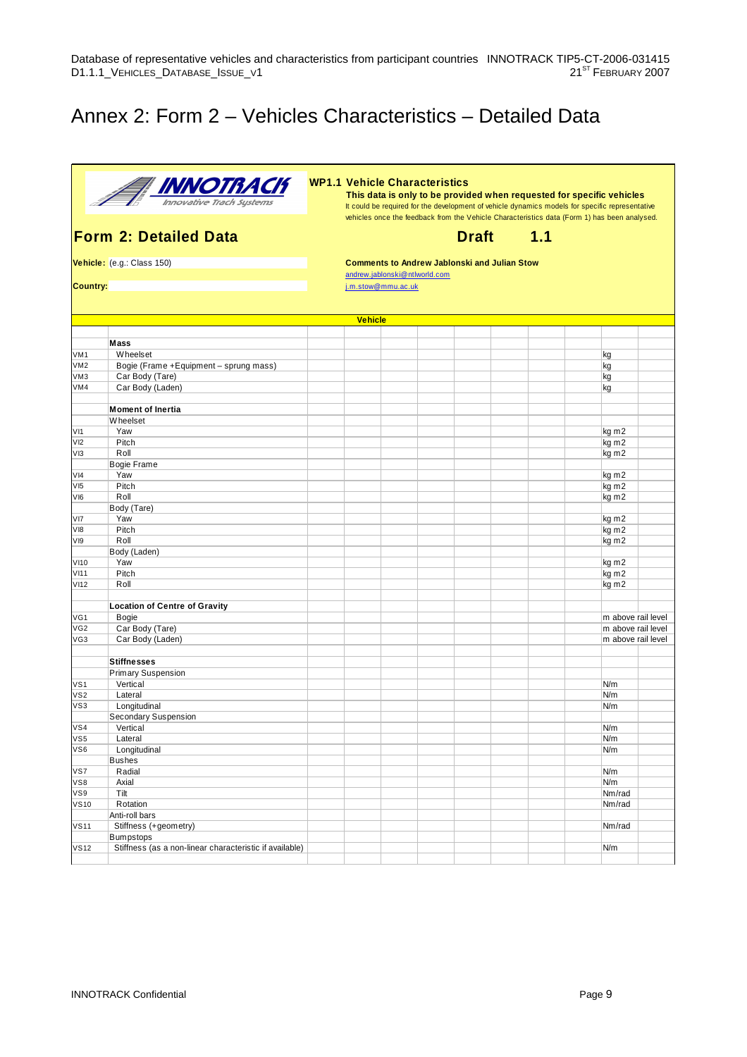# Annex 2: Form 2 – Vehicles Characteristics – Detailed Data

**INNOTRACK** *Innovative Track Systems*

**WP1.1 Vehicle Characteristics**

**This data is only to be provided when requested for specific vehicles**

It could be required for the development of vehicle dynamics models for specific representative vehicles once the feedback from the Vehicle Characteristics data (Form 1) has been analysed.

## Form 2: Detailed Data

**Draft 1.1**

**Vehicle:** (e.g.: Class 150)

**Country:**

**Comments to Andrew Jablonski and Julian Stow**

andrew.jablonski@ntlworld.com

j.m.stow@mmu.ac.uk

| | | Vehicle | | | | | | | | |
|---|---|---|---|---|---|---|---|---|---|---|
| | **Mass** | | | | | | | | | |
| VM1 | Wheelset | | | | | | | | kg | |
| VM2 | Bogie (Frame +Equipment – sprung mass) | | | | | | | | kg | |
| VM3 | Car Body (Tare) | | | | | | | | kg | |
| VM4 | Car Body (Laden) | | | | | | | | kg | |
| | | | | | | | | | | |
| | **Moment of Inertia** | | | | | | | | | |
| | Wheelset | | | | | | | | | |
| VI1 | Yaw | | | | | | | | kg m2 | |
| VI2 | Pitch | | | | | | | | kg m2 | |
| VI3 | Roll | | | | | | | | kg m2 | |
| | Bogie Frame | | | | | | | | | |
| VI4 | Yaw | | | | | | | | kg m2 | |
| VI5 | Pitch | | | | | | | | kg m2 | |
| VI6 | Roll | | | | | | | | kg m2 | |
| | Body (Tare) | | | | | | | | | |
| VI7 | Yaw | | | | | | | | kg m2 | |
| VI8 | Pitch | | | | | | | | kg m2 | |
| VI9 | Roll | | | | | | | | kg m2 | |
| | Body (Laden) | | | | | | | | | |
| VI10 | Yaw | | | | | | | | kg m2 | |
| VI11 | Pitch | | | | | | | | kg m2 | |
| VI12 | Roll | | | | | | | | kg m2 | |
| | | | | | | | | | | |
| | **Location of Centre of Gravity** | | | | | | | | | |
| VG1 | Bogie | | | | | | | | m above rail level | |
| VG2 | Car Body (Tare) | | | | | | | | m above rail level | |
| VG3 | Car Body (Laden) | | | | | | | | m above rail level | |
| | | | | | | | | | | |
| | **Stiffnesses** | | | | | | | | | |
| | Primary Suspension | | | | | | | | | |
| VS1 | Vertical | | | | | | | | N/m | |
| VS2 | Lateral | | | | | | | | N/m | |
| VS3 | Longitudinal | | | | | | | | N/m | |
| | Secondary Suspension | | | | | | | | | |
| VS4 | Vertical | | | | | | | | N/m | |
| VS5 | Lateral | | | | | | | | N/m | |
| VS6 | Longitudinal | | | | | | | | N/m | |
| | Bushes | | | | | | | | | |
| VS7 | Radial | | | | | | | | N/m | |
| VS8 | Axial | | | | | | | | N/m | |
| VS9 | Tilt | | | | | | | | Nm/rad | |
| VS10 | Rotation | | | | | | | | Nm/rad | |
| | Anti-roll bars | | | | | | | | | |
| VS11 | Stiffness (+geometry) | | | | | | | | Nm/rad | |
| | Bumpstops | | | | | | | | | |
| VS12 | Stiffness (as a non-linear characteristic if available) | | | | | | | | N/m | |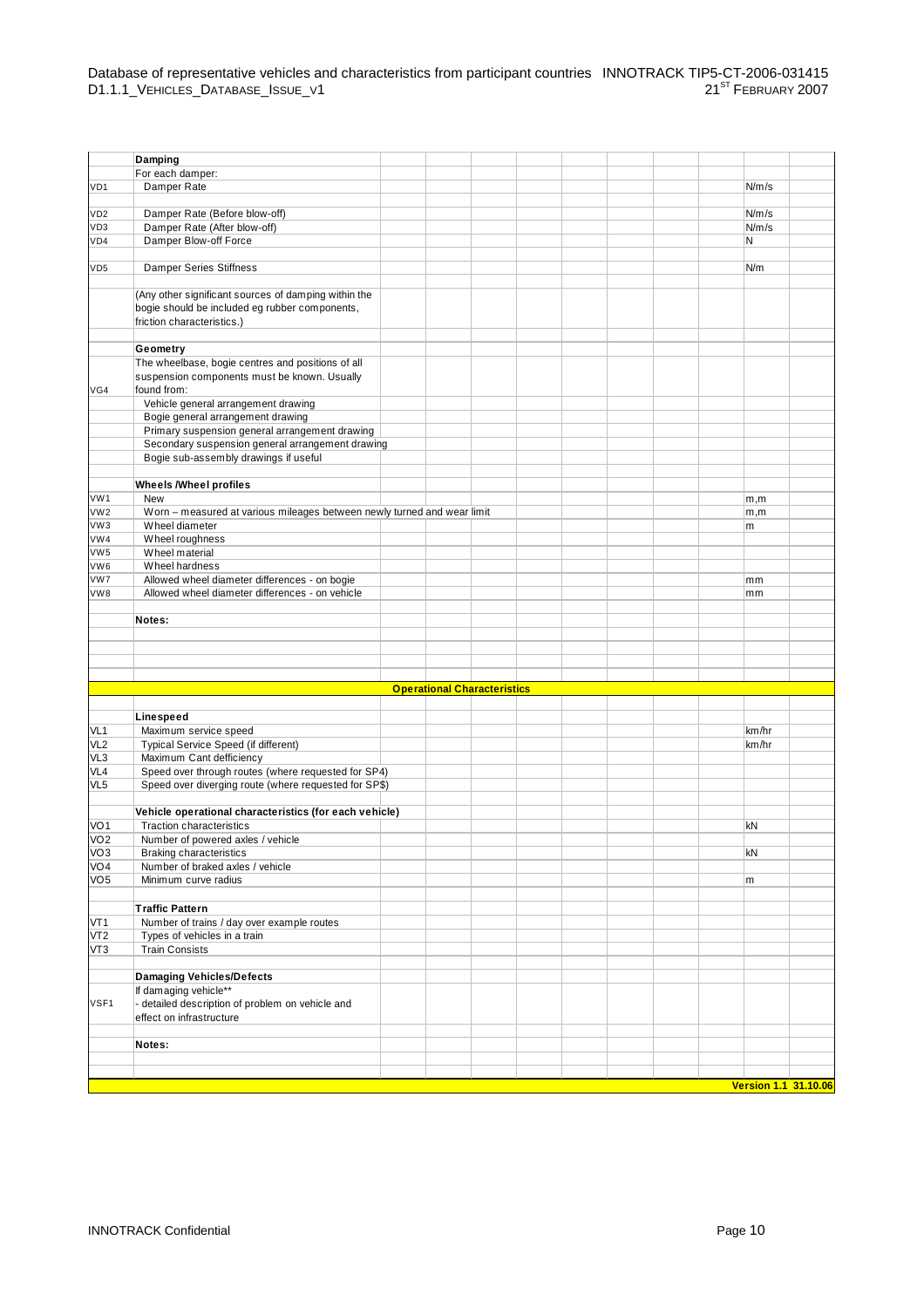| | | | | | | | | | | |
|---|---|---|---|---|---|---|---|---|---|---|
| | **Damping** | | | | | | | | | |
| | For each damper: | | | | | | | | | |
| VD1 | Damper Rate | | | | | | | | N/m/s | |
| | | | | | | | | | | |
| VD2 | Damper Rate (Before blow-off) | | | | | | | | N/m/s | |
| VD3 | Damper Rate (After blow-off) | | | | | | | | N/m/s | |
| VD4 | Damper Blow-off Force | | | | | | | | N | |
| | | | | | | | | | | |
| VD5 | Damper Series Stiffness | | | | | | | | N/m | |
| | | | | | | | | | | |
| | (Any other significant sources of damping within the bogie should be included eg rubber components, friction characteristics.) | | | | | | | | | |
| | | | | | | | | | | |
| | **Geometry** | | | | | | | | | |
| VG4 | The wheelbase, bogie centres and positions of all suspension components must be known. Usually found from: | | | | | | | | | |
| | Vehicle general arrangement drawing | | | | | | | | | |
| | Bogie general arrangement drawing | | | | | | | | | |
| | Primary suspension general arrangement drawing | | | | | | | | | |
| | Secondary suspension general arrangement drawing | | | | | | | | | |
| | Bogie sub-assembly drawings if useful | | | | | | | | | |
| | | | | | | | | | | |
| | **Wheels /Wheel profiles** | | | | | | | | | |
| VW1 | New | | | | | | | | m,m | |
| VW2 | Worn – measured at various mileages between newly turned and wear limit | | | | | | | | m,m | |
| VW3 | Wheel diameter | | | | | | | | m | |
| VW4 | Wheel roughness | | | | | | | | | |
| VW5 | Wheel material | | | | | | | | | |
| VW6 | Wheel hardness | | | | | | | | | |
| VW7 | Allowed wheel diameter differences - on bogie | | | | | | | | mm | |
| VW8 | Allowed wheel diameter differences - on vehicle | | | | | | | | mm | |
| | | | | | | | | | | |
| | **Notes:** | | | | | | | | | |
| | | | | | | | | | | |
| | | | | | | | | | | |
| | | | | | | | | | | |
| | | | | | | | | | | |
| | | **Operational Characteristics** | | | | | | | | |
| | | | | | | | | | | |
| | **Linespeed** | | | | | | | | | |
| VL1 | Maximum service speed | | | | | | | | km/hr | |
| VL2 | Typical Service Speed (if different) | | | | | | | | km/hr | |
| VL3 | Maximum Cant defficiency | | | | | | | | | |
| VL4 | Speed over through routes (where requested for SP4) | | | | | | | | | |
| VL5 | Speed over diverging route (where requested for SP$) | | | | | | | | | |
| | | | | | | | | | | |
| | **Vehicle operational characteristics (for each vehicle)** | | | | | | | | | |
| VO1 | Traction characteristics | | | | | | | | kN | |
| VO2 | Number of powered axles / vehicle | | | | | | | | | |
| VO3 | Braking characteristics | | | | | | | | kN | |
| VO4 | Number of braked axles / vehicle | | | | | | | | | |
| VO5 | Minimum curve radius | | | | | | | | m | |
| | | | | | | | | | | |
| | **Traffic Pattern** | | | | | | | | | |
| VT1 | Number of trains / day over example routes | | | | | | | | | |
| VT2 | Types of vehicles in a train | | | | | | | | | |
| VT3 | Train Consists | | | | | | | | | |
| | | | | | | | | | | |
| | **Damaging Vehicles/Defects** | | | | | | | | | |
| VSF1 | If damaging vehicle** - detailed description of problem on vehicle and effect on infrastructure | | | | | | | | | |
| | | | | | | | | | | |
| | **Notes:** | | | | | | | | | |
| | | | | | | | | | | |
| | | | | | | | | | | |
| | | | | | | | | | **Version 1.1** | **31.10.06** |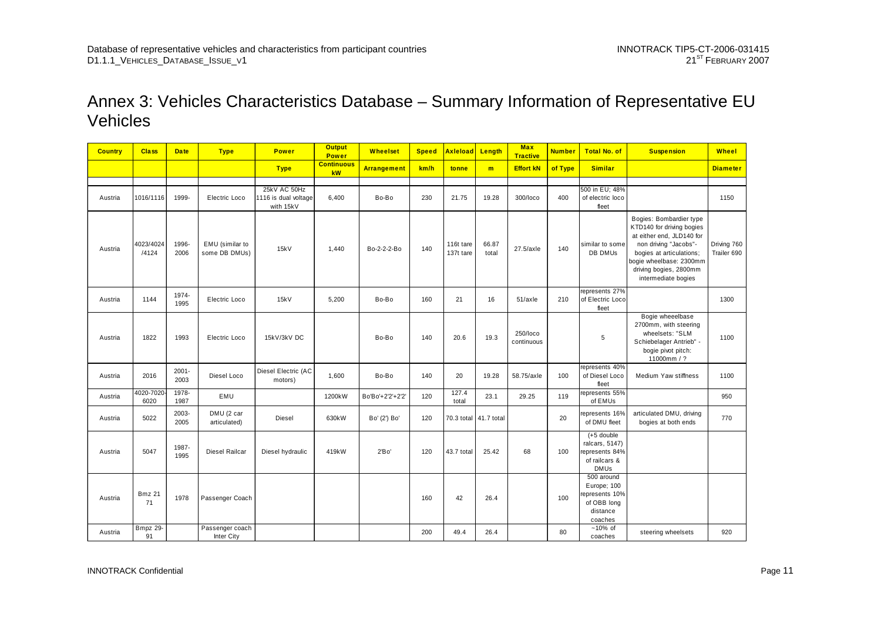# Annex 3: Vehicles Characteristics Database – Summary Information of Representative EU Vehicles

| Country | Class | Date | Type | Power | Output Power | Wheelset | Speed | Axleload | Length | Max Tractive | Number | Total No. of | Suspension | Wheel |
|---|---|---|---|---|---|---|---|---|---|---|---|---|---|---|
| | | | | Type | Continuous kW | Arrangement | km/h | tonne | m | Effort kN | of Type | Similar | | Diameter |
| Austria | 1016/1116 | 1999- | Electric Loco | 25kV AC 50Hz 1116 is dual voltage with 15kV | 6,400 | Bo-Bo | 230 | 21.75 | 19.28 | 300/loco | 400 | 500 in EU; 48% of electric loco fleet | | 1150 |
| Austria | 4023/4024 /4124 | 1996-2006 | EMU (similar to some DB DMUs) | 15kV | 1,440 | Bo-2-2-2-Bo | 140 | 116t tare 137t tare | 66.87 total | 27.5/axle | 140 | similar to some DB DMUs | Bogies: Bombardier type KTD140 for driving bogies at either end, JLD140 for non driving "Jacobs"-bogies at articulations; bogie wheelbase: 2300mm driving bogies, 2800mm intermediate bogies | Driving 760 Trailer 690 |
| Austria | 1144 | 1974-1995 | Electric Loco | 15kV | 5,200 | Bo-Bo | 160 | 21 | 16 | 51/axle | 210 | represents 27% of Electric Loco fleet | | 1300 |
| Austria | 1822 | 1993 | Electric Loco | 15kV/3kV DC | | Bo-Bo | 140 | 20.6 | 19.3 | 250/loco continuous | | 5 | Bogie wheeelbase 2700mm, with steering wheelsets: "SLM Schiebelager Antrieb" - bogie pivot pitch: 11000mm / ? | 1100 |
| Austria | 2016 | 2001-2003 | Diesel Loco | Diesel Electric (AC motors) | 1,600 | Bo-Bo | 140 | 20 | 19.28 | 58.75/axle | 100 | represents 40% of Diesel Loco fleet | Medium Yaw stiffness | 1100 |
| Austria | 4020-7020-6020 | 1978-1987 | EMU | | 1200kW | Bo'Bo'+2'2'+2'2' | 120 | 127.4 total | 23.1 | 29.25 | 119 | represents 55% of EMUs | | 950 |
| Austria | 5022 | 2003-2005 | DMU (2 car articulated) | Diesel | 630kW | Bo' (2') Bo' | 120 | 70.3 total | 41.7 total | | 20 | represents 16% of DMU fleet | articulated DMU, driving bogies at both ends | 770 |
| Austria | 5047 | 1987-1995 | Diesel Railcar | Diesel hydraulic | 419kW | 2'Bo' | 120 | 43.7 total | 25.42 | 68 | 100 | (+5 double ralcars, 5147) represents 84% of railcars & DMUs | | |
| Austria | Bmz 21 71 | 1978 | Passenger Coach | | | | 160 | 42 | 26.4 | | 100 | 500 around Europe; 100 represents 10% of OBB long distance coaches | | |
| Austria | Bmpz 29-91 | | Passenger coach Inter City | | | | 200 | 49.4 | 26.4 | | 80 | ~10% of coaches | steering wheelsets | 920 |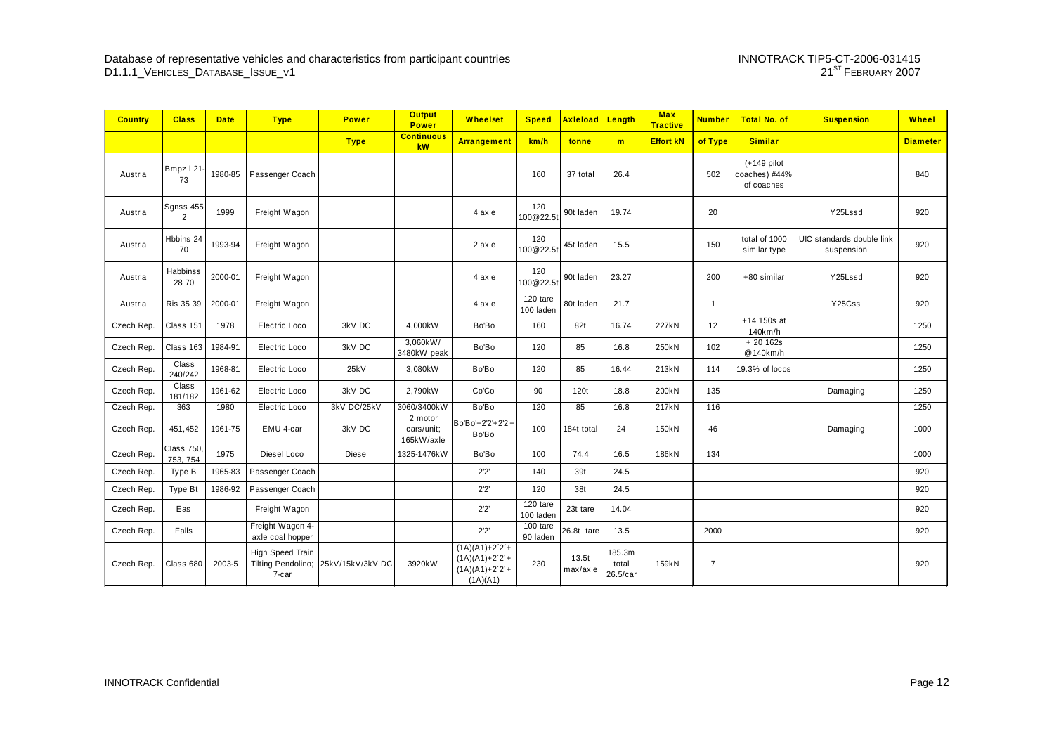| Country | Class | Date | Type | Power | Output Power | Wheelset | Speed | Axleload | Length | Max Tractive | Number | Total No. of | Suspension | Wheel |
|---|---|---|---|---|---|---|---|---|---|---|---|---|---|---|
| | | | | Type | Continuous kW | Arrangement | km/h | tonne | m | Effort kN | of Type | Similar | | Diameter |
| Austria | Bmpz I 21-73 | 1980-85 | Passenger Coach | | | | 160 | 37 total | 26.4 | | 502 | (+149 pilot coaches) #44% of coaches | | 840 |
| Austria | Sgnss 455 2 | 1999 | Freight Wagon | | | 4 axle | 120 100@22.5t | 90t laden | 19.74 | | 20 | | Y25Lssd | 920 |
| Austria | Hbbins 24 70 | 1993-94 | Freight Wagon | | | 2 axle | 120 100@22.5t | 45t laden | 15.5 | | 150 | total of 1000 similar type | UIC standards double link suspension | 920 |
| Austria | Habbinss 28 70 | 2000-01 | Freight Wagon | | | 4 axle | 120 100@22.5t | 90t laden | 23.27 | | 200 | +80 similar | Y25Lssd | 920 |
| Austria | Ris 35 39 | 2000-01 | Freight Wagon | | | 4 axle | 120 tare 100 laden | 80t laden | 21.7 | | 1 | | Y25Css | 920 |
| Czech Rep. | Class 151 | 1978 | Electric Loco | 3kV DC | 4,000kW | Bo'Bo | 160 | 82t | 16.74 | 227kN | 12 | +14 150s at 140km/h | | 1250 |
| Czech Rep. | Class 163 | 1984-91 | Electric Loco | 3kV DC | 3,060kW/ 3480kW peak | Bo'Bo | 120 | 85 | 16.8 | 250kN | 102 | + 20 162s @140km/h | | 1250 |
| Czech Rep. | Class 240/242 | 1968-81 | Electric Loco | 25kV | 3,080kW | Bo'Bo' | 120 | 85 | 16.44 | 213kN | 114 | 19.3% of locos | | 1250 |
| Czech Rep. | Class 181/182 | 1961-62 | Electric Loco | 3kV DC | 2,790kW | Co'Co' | 90 | 120t | 18.8 | 200kN | 135 | | Damaging | 1250 |
| Czech Rep. | 363 | 1980 | Electric Loco | 3kV DC/25kV | 3060/3400kW | Bo'Bo' | 120 | 85 | 16.8 | 217kN | 116 | | | 1250 |
| Czech Rep. | 451,452 | 1961-75 | EMU 4-car | 3kV DC | 2 motor cars/unit; 165kW/axle | Bo'Bo'+2'2'+2'2'+ Bo'Bo' | 100 | 184t total | 24 | 150kN | 46 | | Damaging | 1000 |
| Czech Rep. | Class 750, 753, 754 | 1975 | Diesel Loco | Diesel | 1325-1476kW | Bo'Bo | 100 | 74.4 | 16.5 | 186kN | 134 | | | 1000 |
| Czech Rep. | Type B | 1965-83 | Passenger Coach | | | 2'2' | 140 | 39t | 24.5 | | | | | 920 |
| Czech Rep. | Type Bt | 1986-92 | Passenger Coach | | | 2'2' | 120 | 38t | 24.5 | | | | | 920 |
| Czech Rep. | Eas | | Freight Wagon | | | 2'2' | 120 tare 100 laden | 23t tare | 14.04 | | | | | 920 |
| Czech Rep. | Falls | | Freight Wagon 4-axle coal hopper | | | 2'2' | 100 tare 90 laden | 26.8t tare | 13.5 | | 2000 | | | 920 |
| Czech Rep. | Class 680 | 2003-5 | High Speed Train Tilting Pendolino; 7-car | 25kV/15kV/3kV DC | 3920kW | (1A)(A1)+2´2´+ (1A)(A1)+2´2´+ (1A)(A1)+2´2´+ (1A)(A1) | 230 | 13.5t max/axle | 185.3m total 26.5/car | 159kN | 7 | | | 920 |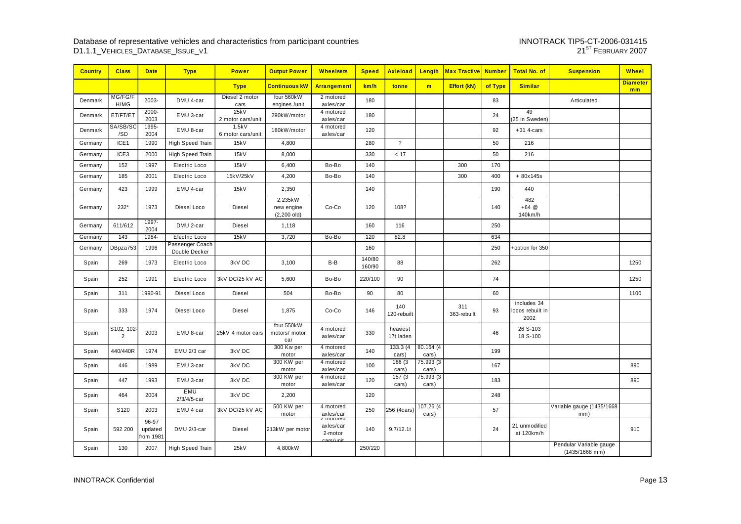| Country | Class | Date | Type | Power | Output Power | Wheelsets | Speed | Axleload | Length | Max Tractive | Number | Total No. of | Suspension | Wheel |
|---|---|---|---|---|---|---|---|---|---|---|---|---|---|---|
| | | | | Type | Continuous kW | Arrangement | km/h | tonne | m | Effort (kN) | of Type | Similar | | Diameter mm |
| Denmark | MG/FG/F H/MG | 2003- | DMU 4-car | Diesel 2 motor cars | four 560kW engines /unit | 2 motored axles/car | 180 | | | | 83 | | Articulated | |
| Denmark | ET/FT/ET | 2000-2003 | EMU 3-car | 25kV 2 motor cars/unit | 290kW/motor | 4 motored axles/car | 180 | | | | 24 | 49 (25 in Sweden) | | |
| Denmark | SA/SB/SC /SD | 1995-2004 | EMU 8-car | 1.5kV 6 motor cars/unit | 180kW/motor | 4 motored axles/car | 120 | | | | 92 | +31 4-cars | | |
| Germany | ICE1 | 1990 | High Speed Train | 15kV | 4,800 | | 280 | ? | | | 50 | 216 | | |
| Germany | ICE3 | 2000 | High Speed Train | 15kV | 8,000 | | 330 | < 17 | | | 50 | 216 | | |
| Germany | 152 | 1997 | Electric Loco | 15kV | 6,400 | Bo-Bo | 140 | | | 300 | 170 | | | |
| Germany | 185 | 2001 | Electric Loco | 15kV/25kV | 4,200 | Bo-Bo | 140 | | | 300 | 400 | + 80x145s | | |
| Germany | 423 | 1999 | EMU 4-car | 15kV | 2,350 | | 140 | | | | 190 | 440 | | |
| Germany | 232* | 1973 | Diesel Loco | Diesel | 2,235kW new engine (2,200 old) | Co-Co | 120 | 108? | | | 140 | 482 +64 @ 140km/h | | |
| Germany | 611/612 | 1997-2004 | DMU 2-car | Diesel | 1,118 | | 160 | 116 | | | 250 | | | |
| Germany | 143 | 1984- | Electric Loco | 15kV | 3,720 | Bo-Bo | 120 | 82.8 | | | 634 | | | |
| Germany | DBpza753 | 1996 | Passenger Coach Double Decker | | | | 160 | | | | 250 | +option for 350 | | |
| Spain | 269 | 1973 | Electric Loco | 3kV DC | 3,100 | B-B | 140/80 160/90 | 88 | | | 262 | | | 1250 |
| Spain | 252 | 1991 | Electric Loco | 3kV DC/25 kV AC | 5,600 | Bo-Bo | 220/100 | 90 | | | 74 | | | 1250 |
| Spain | 311 | 1990-91 | Diesel Loco | Diesel | 504 | Bo-Bo | 90 | 80 | | | 60 | | | 1100 |
| Spain | 333 | 1974 | Diesel Loco | Diesel | 1,875 | Co-Co | 146 | 140 120-rebuilt | | 311 363-rebuilt | 93 | includes 34 locos rebuilt in 2002 | | |
| Spain | S102, 102-2 | 2003 | EMU 8-car | 25kV 4 motor cars | four 550kW motors/ motor car | 4 motored axles/car | 330 | heaviest 17t laden | | | 46 | 26 S-103 18 S-100 | | |
| Spain | 440/440R | 1974 | EMU 2/3 car | 3kV DC | 300 Kw per motor | 4 motored axles/car | 140 | 133.3 (4 cars) | 80.164 (4 cars) | | 199 | | | |
| Spain | 446 | 1989 | EMU 3-car | 3kV DC | 300 KW per motor | 4 motored axles/car | 100 | 166 (3 cars) | 75.993 (3 cars) | | 167 | | | 890 |
| Spain | 447 | 1993 | EMU 3-car | 3kV DC | 300 KW per motor | 4 motored axles/car | 120 | 157 (3 cars) | 75.993 (3 cars) | | 183 | | | 890 |
| Spain | 464 | 2004 | EMU 2/3/4/5-car | 3kV DC | 2,200 | | 120 | | | | 248 | | | |
| Spain | S120 | 2003 | EMU 4 car | 3kV DC/25 kV AC | 500 KW per motor | 4 motored axles/car | 250 | 256 (4cars) | 107.26 (4 cars) | | 57 | | Variable gauge (1435/1668 mm) | |
| Spain | 592 200 | 96-97 updated from 1981 | DMU 2/3-car | Diesel | 213kW per motor | 2 motored axles/car 2-motor cars/unit | 140 | 9.7/12.1t | | | 24 | 21 unmodified at 120km/h | | 910 |
| Spain | 130 | 2007 | High Speed Train | 25kV | 4,800kW | | 250/220 | | | | | | Pendular Variable gauge (1435/1668 mm) | |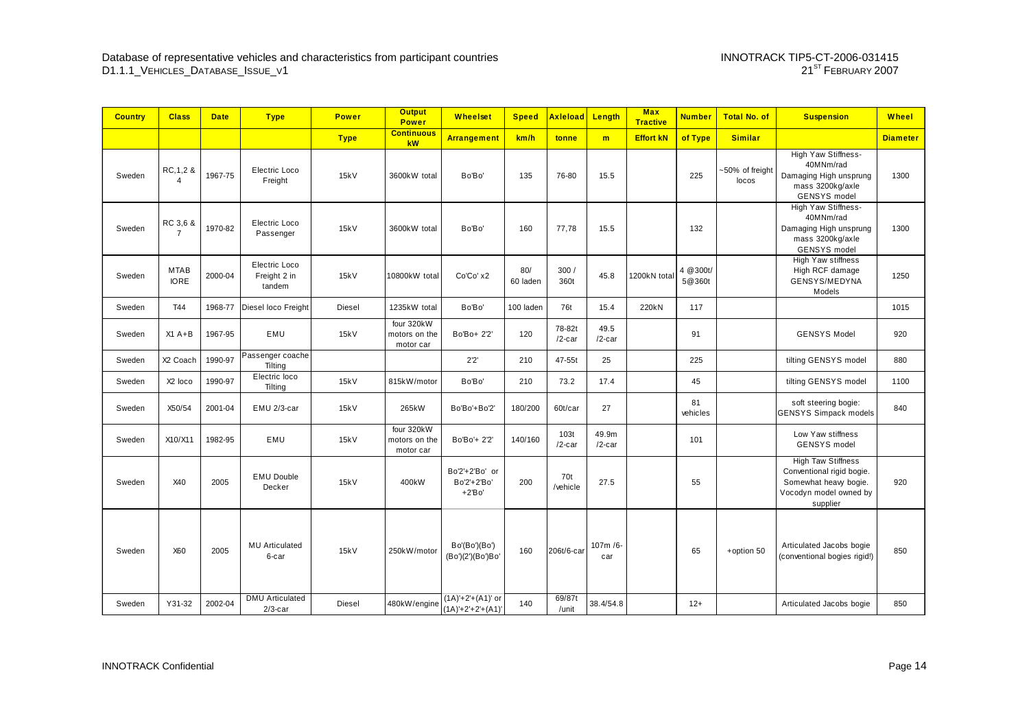| Country | Class | Date | Type | Power | Output Power | Wheelset | Speed | Axleload | Length | Max Tractive | Number | Total No. of | Suspension | Wheel |
|---|---|---|---|---|---|---|---|---|---|---|---|---|---|---|
| | | | | Type | Continuous kW | Arrangement | km/h | tonne | m | Effort kN | of Type | Similar | | Diameter |
| Sweden | RC,1,2 & 4 | 1967-75 | Electric Loco Freight | 15kV | 3600kW total | Bo'Bo' | 135 | 76-80 | 15.5 | | 225 | ~50% of freight locos | High Yaw Stiffness- 40MNm/rad Damaging High unsprung mass 3200kg/axle GENSYS model | 1300 |
| Sweden | RC 3,6 & 7 | 1970-82 | Electric Loco Passenger | 15kV | 3600kW total | Bo'Bo' | 160 | 77,78 | 15.5 | | 132 | | High Yaw Stiffness- 40MNm/rad Damaging High unsprung mass 3200kg/axle GENSYS model | 1300 |
| Sweden | MTAB IORE | 2000-04 | Electric Loco Freight 2 in tandem | 15kV | 10800kW total | Co'Co' x2 | 80/ 60 laden | 300 / 360t | 45.8 | 1200kN total | 4 @300t/ 5@360t | | High Yaw stiffness High RCF damage GENSYS/MEDYNA Models | 1250 |
| Sweden | T44 | 1968-77 | Diesel loco Freight | Diesel | 1235kW total | Bo'Bo' | 100 laden | 76t | 15.4 | 220kN | 117 | | | 1015 |
| Sweden | X1 A+B | 1967-95 | EMU | 15kV | four 320kW motors on the motor car | Bo'Bo+ 2'2' | 120 | 78-82t /2-car | 49.5 /2-car | | 91 | | GENSYS Model | 920 |
| Sweden | X2 Coach | 1990-97 | Passenger coache Tilting | | | 2'2' | 210 | 47-55t | 25 | | 225 | | tilting GENSYS model | 880 |
| Sweden | X2 loco | 1990-97 | Electric loco Tilting | 15kV | 815kW/motor | Bo'Bo' | 210 | 73.2 | 17.4 | | 45 | | tilting GENSYS model | 1100 |
| Sweden | X50/54 | 2001-04 | EMU 2/3-car | 15kV | 265kW | Bo'Bo'+Bo'2' | 180/200 | 60t/car | 27 | | 81 vehicles | | soft steering bogie: GENSYS Simpack models | 840 |
| Sweden | X10/X11 | 1982-95 | EMU | 15kV | four 320kW motors on the motor car | Bo'Bo'+ 2'2' | 140/160 | 103t /2-car | 49.9m /2-car | | 101 | | Low Yaw stiffness GENSYS model | |
| Sweden | X40 | 2005 | EMU Double Decker | 15kV | 400kW | Bo'2'+2'Bo' or Bo'2'+2'Bo' +2'Bo' | 200 | 70t /vehicle | 27.5 | | 55 | | High Taw Stiffness Conventional rigid bogie. Somewhat heavy bogie. Vocodyn model owned by supplier | 920 |
| Sweden | X60 | 2005 | MU Articulated 6-car | 15kV | 250kW/motor | Bo'(Bo')(Bo') (Bo')(2')(Bo')Bo' | 160 | 206t/6-car | 107m /6-car | | 65 | +option 50 | Articulated Jacobs bogie (conventional bogies rigid!) | 850 |
| Sweden | Y31-32 | 2002-04 | DMU Articulated 2/3-car | Diesel | 480kW/engine | (1A)'+2'+(A1)' or (1A)'+2'+2'+(A1)' | 140 | 69/87t /unit | 38.4/54.8 | | 12+ | | Articulated Jacobs bogie | 850 |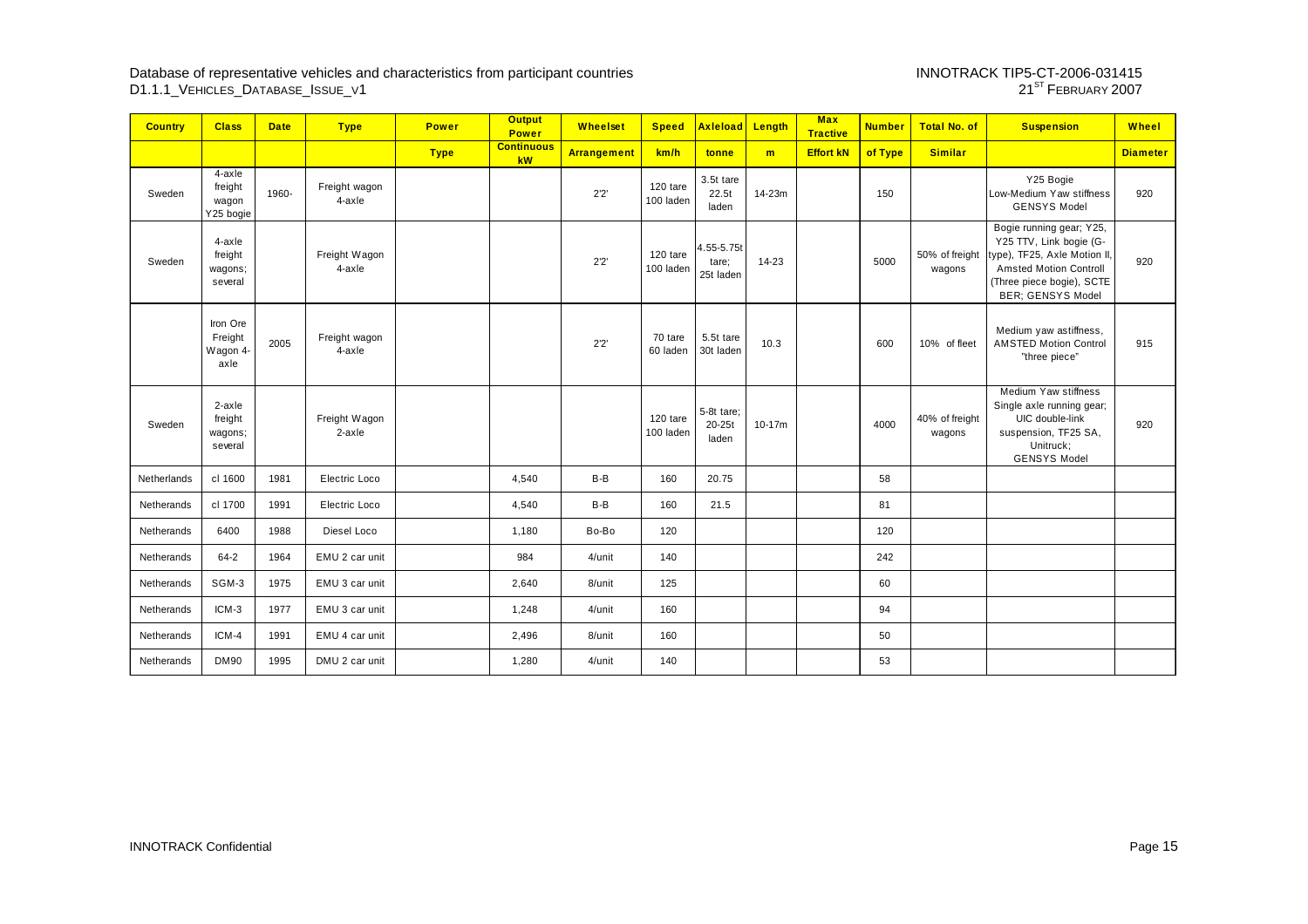| Country | Class | Date | Type | Power | Output Power | Wheelset | Speed | Axleload | Length | Max Tractive | Number | Total No. of | Suspension | Wheel |
|---|---|---|---|---|---|---|---|---|---|---|---|---|---|---|
| | | | | Type | Continuous kW | Arrangement | km/h | tonne | m | Effort kN | of Type | Similar | | Diameter |
| Sweden | 4-axle freight wagon Y25 bogie | 1960- | Freight wagon 4-axle | | | 2'2' | 120 tare 100 laden | 3.5t tare 22.5t laden | 14-23m | | 150 | | Y25 Bogie Low-Medium Yaw stiffness GENSYS Model | 920 |
| Sweden | 4-axle freight wagons; several | | Freight Wagon 4-axle | | | 2'2' | 120 tare 100 laden | 4.55-5.75t tare; 25t laden | 14-23 | | 5000 | 50% of freight wagons | Bogie running gear; Y25, Y25 TTV, Link bogie (G-type), TF25, Axle Motion II, Amsted Motion Controll (Three piece bogie), SCTE BER; GENSYS Model | 920 |
| | Iron Ore Freight Wagon 4-axle | 2005 | Freight wagon 4-axle | | | 2'2' | 70 tare 60 laden | 5.5t tare 30t laden | 10.3 | | 600 | 10% of fleet | Medium yaw astiffness, AMSTED Motion Control "three piece" | 915 |
| Sweden | 2-axle freight wagons; several | | Freight Wagon 2-axle | | | | 120 tare 100 laden | 5-8t tare; 20-25t laden | 10-17m | | 4000 | 40% of freight wagons | Medium Yaw stiffness Single axle running gear; UIC double-link suspension, TF25 SA, Unitruck; GENSYS Model | 920 |
| Netherlands | cl 1600 | 1981 | Electric Loco | | 4,540 | B-B | 160 | 20.75 | | | 58 | | | |
| Netherands | cl 1700 | 1991 | Electric Loco | | 4,540 | B-B | 160 | 21.5 | | | 81 | | | |
| Netherands | 6400 | 1988 | Diesel Loco | | 1,180 | Bo-Bo | 120 | | | | 120 | | | |
| Netherands | 64-2 | 1964 | EMU 2 car unit | | 984 | 4/unit | 140 | | | | 242 | | | |
| Netherands | SGM-3 | 1975 | EMU 3 car unit | | 2,640 | 8/unit | 125 | | | | 60 | | | |
| Netherands | ICM-3 | 1977 | EMU 3 car unit | | 1,248 | 4/unit | 160 | | | | 94 | | | |
| Netherands | ICM-4 | 1991 | EMU 4 car unit | | 2,496 | 8/unit | 160 | | | | 50 | | | |
| Netherands | DM90 | 1995 | DMU 2 car unit | | 1,280 | 4/unit | 140 | | | | 53 | | | |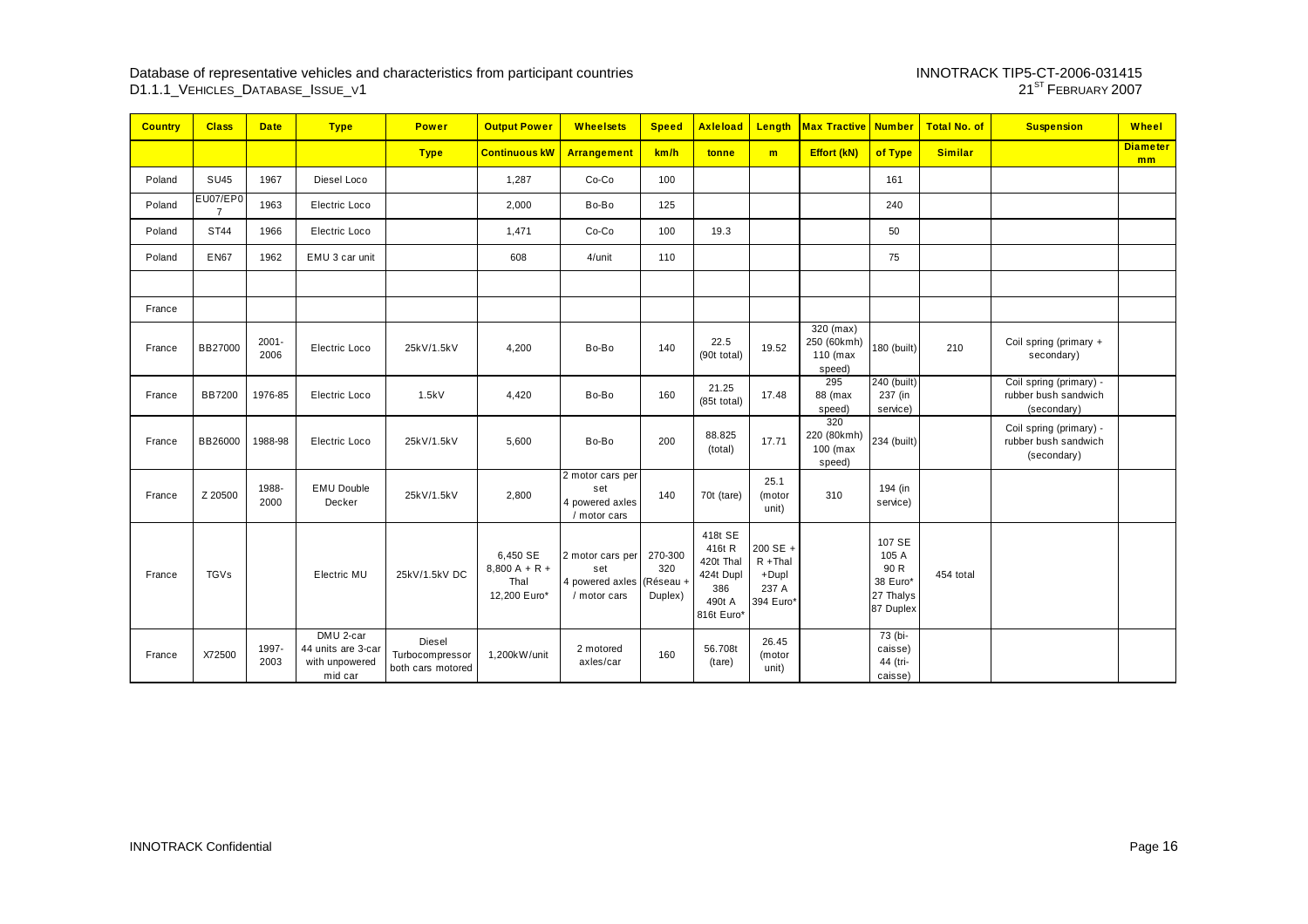| Country | Class | Date | Type | Power | Output Power | Wheelsets | Speed | Axleload | Length | Max Tractive | Number | Total No. of | Suspension | Wheel |
|---|---|---|---|---|---|---|---|---|---|---|---|---|---|---|
| | | | | Type | Continuous kW | Arrangement | km/h | tonne | m | Effort (kN) | of Type | Similar | | Diameter mm |
| Poland | SU45 | 1967 | Diesel Loco | | 1,287 | Co-Co | 100 | | | | 161 | | | |
| Poland | EU07/EP07 | 1963 | Electric Loco | | 2,000 | Bo-Bo | 125 | | | | 240 | | | |
| Poland | ST44 | 1966 | Electric Loco | | 1,471 | Co-Co | 100 | 19.3 | | | 50 | | | |
| Poland | EN67 | 1962 | EMU 3 car unit | | 608 | 4/unit | 110 | | | | 75 | | | |
| | | | | | | | | | | | | | | |
| France | | | | | | | | | | | | | | |
| France | BB27000 | 2001-2006 | Electric Loco | 25kV/1.5kV | 4,200 | Bo-Bo | 140 | 22.5 (90t total) | 19.52 | 320 (max) 250 (60kmh) 110 (max speed) | 180 (built) | 210 | Coil spring (primary + secondary) | |
| France | BB7200 | 1976-85 | Electric Loco | 1.5kV | 4,420 | Bo-Bo | 160 | 21.25 (85t total) | 17.48 | 295 88 (max speed) | 240 (built) 237 (in service) | | Coil spring (primary) - rubber bush sandwich (secondary) | |
| France | BB26000 | 1988-98 | Electric Loco | 25kV/1.5kV | 5,600 | Bo-Bo | 200 | 88.825 (total) | 17.71 | 320 220 (80kmh) 100 (max speed) | 234 (built) | | Coil spring (primary) - rubber bush sandwich (secondary) | |
| France | Z 20500 | 1988-2000 | EMU Double Decker | 25kV/1.5kV | 2,800 | 2 motor cars per set 4 powered axles / motor cars | 140 | 70t (tare) | 25.1 (motor unit) | 310 | 194 (in service) | | | |
| France | TGVs | | Electric MU | 25kV/1.5kV DC | 6,450 SE 8,800 A + R + Thal 12,200 Euro* | 2 motor cars per set 4 powered axles / motor cars | 270-300 320 (Réseau + Duplex) | 418t SE 416t R 420t Thal 424t Dupl 386 490t A 816t Euro* | 200 SE + R +Thal +Dupl 237 A 394 Euro* | | 107 SE 105 A 90 R 38 Euro* 27 Thalys 87 Duplex | 454 total | | |
| France | X72500 | 1997-2003 | DMU 2-car 44 units are 3-car with unpowered mid car | Diesel Turbocompressor both cars motored | 1,200kW/unit | 2 motored axles/car | 160 | 56.708t (tare) | 26.45 (motor unit) | | 73 (bi-caisse) 44 (tri-caisse) | | | |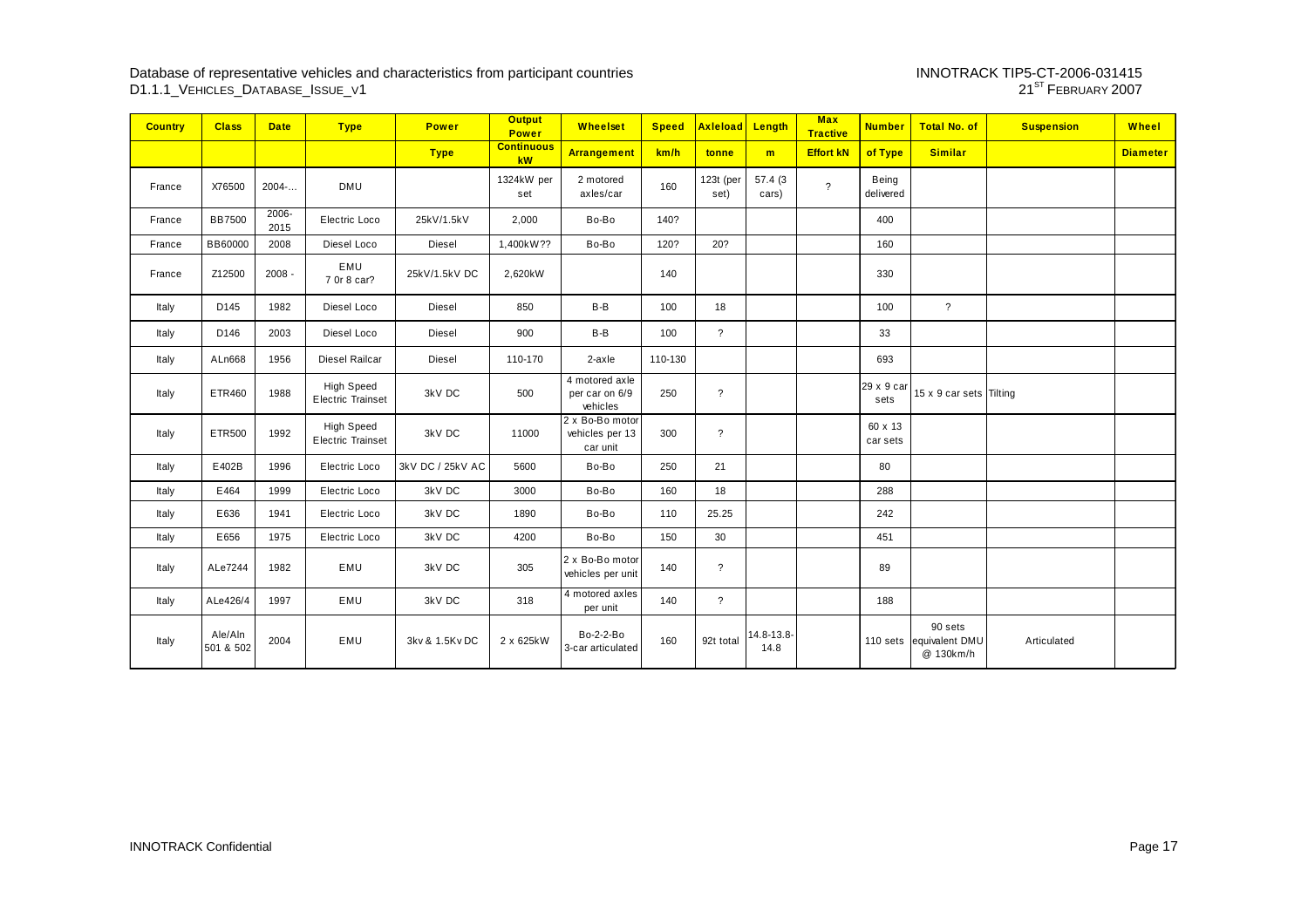| Country | Class | Date | Type | Power | Output Power | Wheelset | Speed | Axleload | Length | Max Tractive | Number | Total No. of | Suspension | Wheel |
|---|---|---|---|---|---|---|---|---|---|---|---|---|---|---|
| | | | | Type | Continuous kW | Arrangement | km/h | tonne | m | Effort kN | of Type | Similar | | Diameter |
| France | X76500 | 2004-… | DMU | | 1324kW per set | 2 motored axles/car | 160 | 123t (per set) | 57.4 (3 cars) | ? | Being delivered | | | |
| France | BB7500 | 2006-2015 | Electric Loco | 25kV/1.5kV | 2,000 | Bo-Bo | 140? | | | | 400 | | | |
| France | BB60000 | 2008 | Diesel Loco | Diesel | 1,400kW?? | Bo-Bo | 120? | 20? | | | 160 | | | |
| France | Z12500 | 2008 - | EMU 7 0r 8 car? | 25kV/1.5kV DC | 2,620kW | | 140 | | | | 330 | | | |
| Italy | D145 | 1982 | Diesel Loco | Diesel | 850 | B-B | 100 | 18 | | | 100 | ? | | |
| Italy | D146 | 2003 | Diesel Loco | Diesel | 900 | B-B | 100 | ? | | | 33 | | | |
| Italy | ALn668 | 1956 | Diesel Railcar | Diesel | 110-170 | 2-axle | 110-130 | | | | 693 | | | |
| Italy | ETR460 | 1988 | High Speed Electric Trainset | 3kV DC | 500 | 4 motored axle per car on 6/9 vehicles | 250 | ? | | | 29 x 9 car sets | 15 x 9 car sets | Tilting | |
| Italy | ETR500 | 1992 | High Speed Electric Trainset | 3kV DC | 11000 | 2 x Bo-Bo motor vehicles per 13 car unit | 300 | ? | | | 60 x 13 car sets | | | |
| Italy | E402B | 1996 | Electric Loco | 3kV DC / 25kV AC | 5600 | Bo-Bo | 250 | 21 | | | 80 | | | |
| Italy | E464 | 1999 | Electric Loco | 3kV DC | 3000 | Bo-Bo | 160 | 18 | | | 288 | | | |
| Italy | E636 | 1941 | Electric Loco | 3kV DC | 1890 | Bo-Bo | 110 | 25.25 | | | 242 | | | |
| Italy | E656 | 1975 | Electric Loco | 3kV DC | 4200 | Bo-Bo | 150 | 30 | | | 451 | | | |
| Italy | ALe7244 | 1982 | EMU | 3kV DC | 305 | 2 x Bo-Bo motor vehicles per unit | 140 | ? | | | 89 | | | |
| Italy | ALe426/4 | 1997 | EMU | 3kV DC | 318 | 4 motored axles per unit | 140 | ? | | | 188 | | | |
| Italy | Ale/Aln 501 & 502 | 2004 | EMU | 3kv & 1.5Kv DC | 2 x 625kW | Bo-2-2-Bo 3-car articulated | 160 | 92t total | 14.8-13.8-14.8 | | 110 sets | 90 sets equivalent DMU @ 130km/h | Articulated | |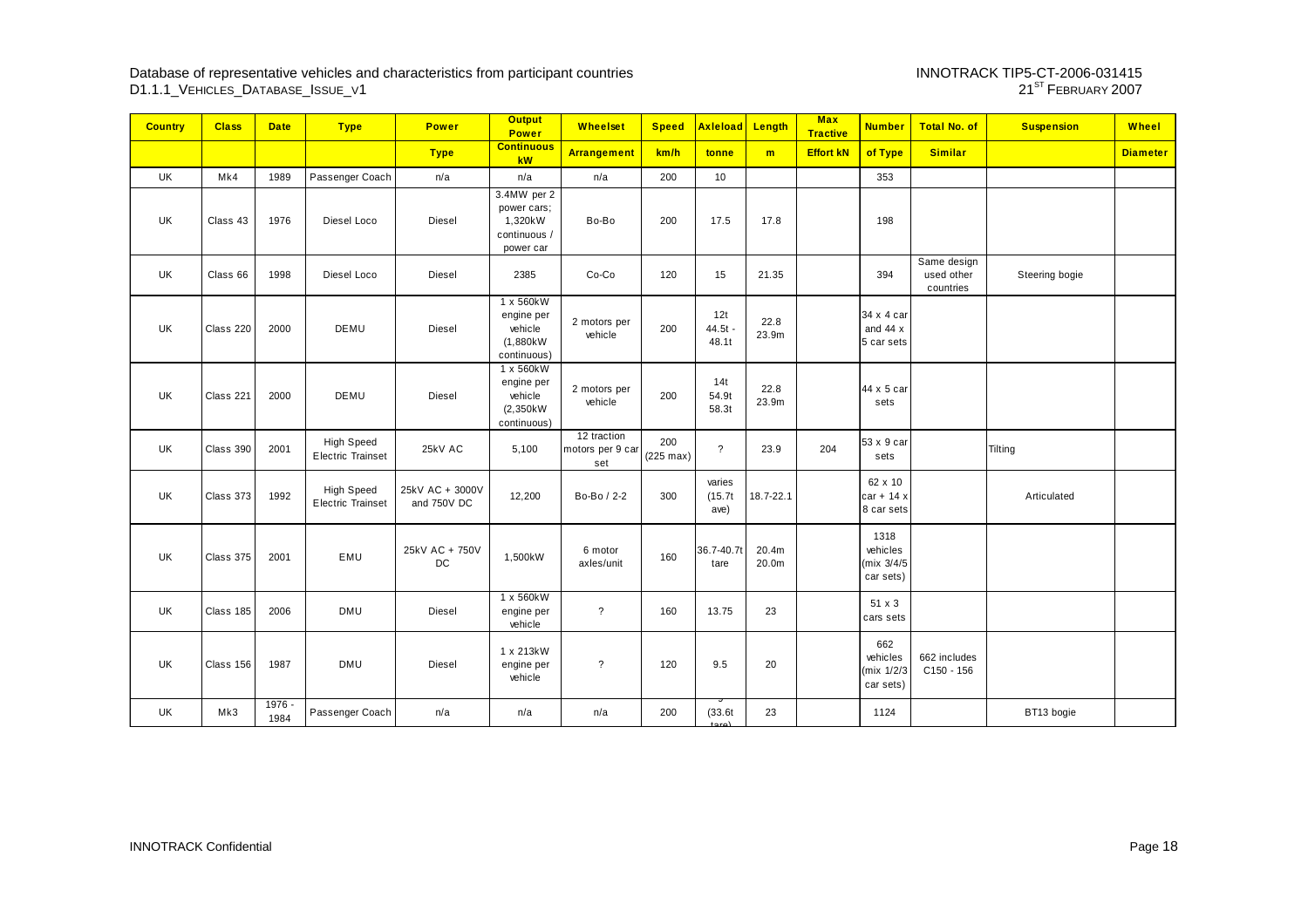| Country | Class | Date | Type | Power | Output Power | Wheelset | Speed | Axleload | Length | Max Tractive | Number | Total No. of | Suspension | Wheel |
|---|---|---|---|---|---|---|---|---|---|---|---|---|---|---|
| | | | | Type | Continuous kW | Arrangement | km/h | tonne | m | Effort kN | of Type | Similar | | Diameter |
| UK | Mk4 | 1989 | Passenger Coach | n/a | n/a | n/a | 200 | 10 | | | 353 | | | |
| UK | Class 43 | 1976 | Diesel Loco | Diesel | 3.4MW per 2 power cars; 1,320kW continuous / power car | Bo-Bo | 200 | 17.5 | 17.8 | | 198 | | | |
| UK | Class 66 | 1998 | Diesel Loco | Diesel | 2385 | Co-Co | 120 | 15 | 21.35 | | 394 | Same design used other countries | Steering bogie | |
| UK | Class 220 | 2000 | DEMU | Diesel | 1 x 560kW engine per vehicle (1,880kW continuous) | 2 motors per vehicle | 200 | 12t 44.5t - 48.1t | 22.8 23.9m | | 34 x 4 car and 44 x 5 car sets | | | |
| UK | Class 221 | 2000 | DEMU | Diesel | 1 x 560kW engine per vehicle (2,350kW continuous) | 2 motors per vehicle | 200 | 14t 54.9t 58.3t | 22.8 23.9m | | 44 x 5 car sets | | | |
| UK | Class 390 | 2001 | High Speed Electric Trainset | 25kV AC | 5,100 | 12 traction motors per 9 car set | 200 (225 max) | ? | 23.9 | 204 | 53 x 9 car sets | | Tilting | |
| UK | Class 373 | 1992 | High Speed Electric Trainset | 25kV AC + 3000V and 750V DC | 12,200 | Bo-Bo / 2-2 | 300 | varies (15.7t ave) | 18.7-22.1 | | 62 x 10 car + 14 x 8 car sets | | Articulated | |
| UK | Class 375 | 2001 | EMU | 25kV AC + 750V DC | 1,500kW | 6 motor axles/unit | 160 | 36.7-40.7t tare | 20.4m 20.0m | | 1318 vehicles (mix 3/4/5 car sets) | | | |
| UK | Class 185 | 2006 | DMU | Diesel | 1 x 560kW engine per vehicle | ? | 160 | 13.75 | 23 | | 51 x 3 cars sets | | | |
| UK | Class 156 | 1987 | DMU | Diesel | 1 x 213kW engine per vehicle | ? | 120 | 9.5 | 20 | | 662 vehicles (mix 1/2/3 car sets) | 662 includes C150 - 156 | | |
| UK | Mk3 | 1976 - 1984 | Passenger Coach | n/a | n/a | n/a | 200 | (33.6t tare) | 23 | | 1124 | | BT13 bogie | |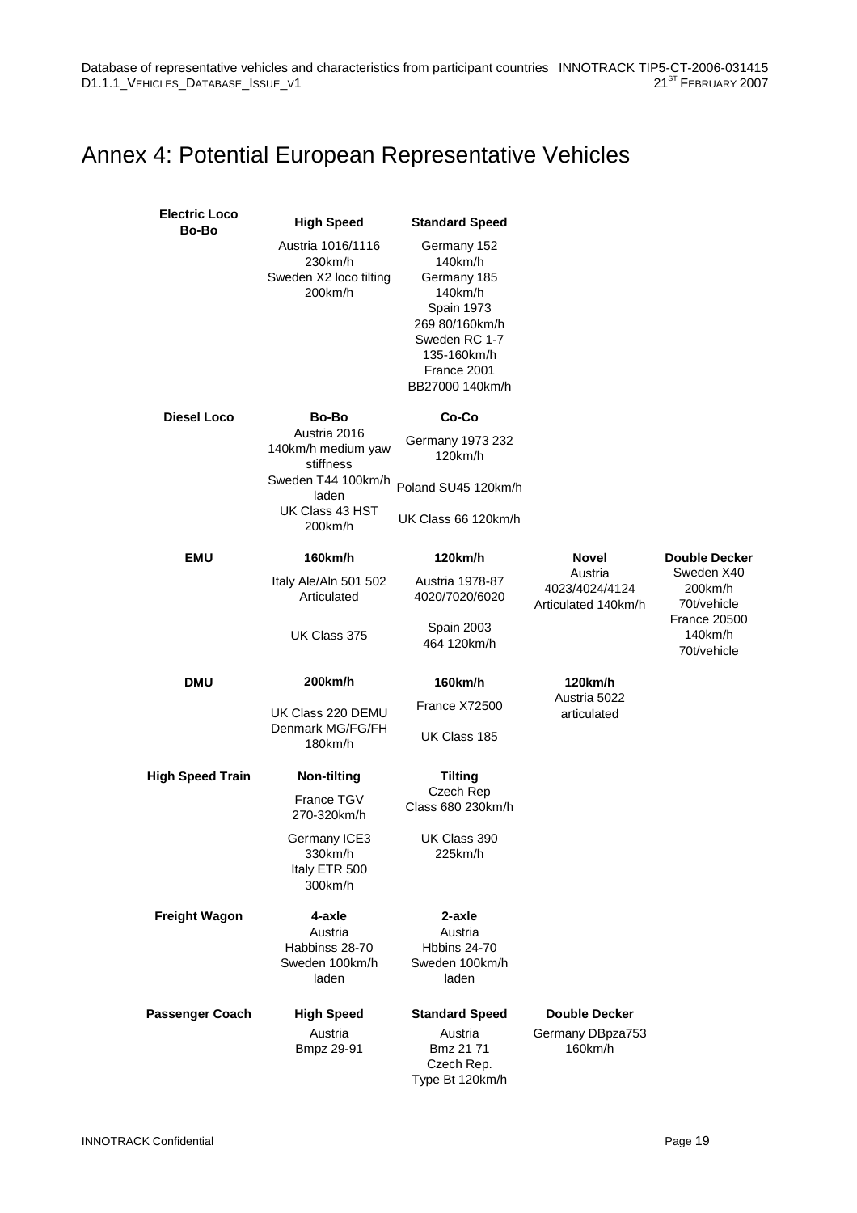# Annex 4: Potential European Representative Vehicles

| | | | | |
|---|---|---|---|---|
| **Electric Loco Bo-Bo** | **High Speed** | **Standard Speed** | | |
| | Austria 1016/1116 230km/h<br>Sweden X2 loco tilting 200km/h | Germany 152 140km/h<br>Germany 185 140km/h<br>Spain 1973 269 80/160km/h<br>Sweden RC 1-7 135-160km/h<br>France 2001 BB27000 140km/h | | |
| **Diesel Loco** | **Bo-Bo** | **Co-Co** | | |
| | Austria 2016 140km/h medium yaw stiffness | Germany 1973 232 120km/h | | |
| | Sweden T44 100km/h laden | Poland SU45 120km/h | | |
| | UK Class 43 HST 200km/h | UK Class 66 120km/h | | |
| **EMU** | **160km/h** | **120km/h** | **Novel** | **Double Decker** |
| | Italy Ale/Aln 501 502 Articulated | Austria 1978-87 4020/7020/6020 | Austria 4023/4024/4124 Articulated 140km/h | Sweden X40 200km/h 70t/vehicle |
| | UK Class 375 | Spain 2003 464 120km/h | | France 20500 140km/h 70t/vehicle |
| **DMU** | **200km/h** | **160km/h** | **120km/h** | |
| | UK Class 220 DEMU | France X72500 | Austria 5022 articulated | |
| | Denmark MG/FG/FH 180km/h | UK Class 185 | | |
| **High Speed Train** | **Non-tilting** | **Tilting** | | |
| | France TGV 270-320km/h | Czech Rep Class 680 230km/h | | |
| | Germany ICE3 330km/h<br>Italy ETR 500 300km/h | UK Class 390 225km/h | | |
| **Freight Wagon** | **4-axle** | **2-axle** | | |
| | Austria Habbinss 28-70<br>Sweden 100km/h laden | Austria Hbbins 24-70<br>Sweden 100km/h laden | | |
| **Passenger Coach** | **High Speed** | **Standard Speed** | **Double Decker** | |
| | Austria Bmpz 29-91 | Austria Bmz 21 71<br>Czech Rep. Type Bt 120km/h | Germany DBpza753 160km/h | |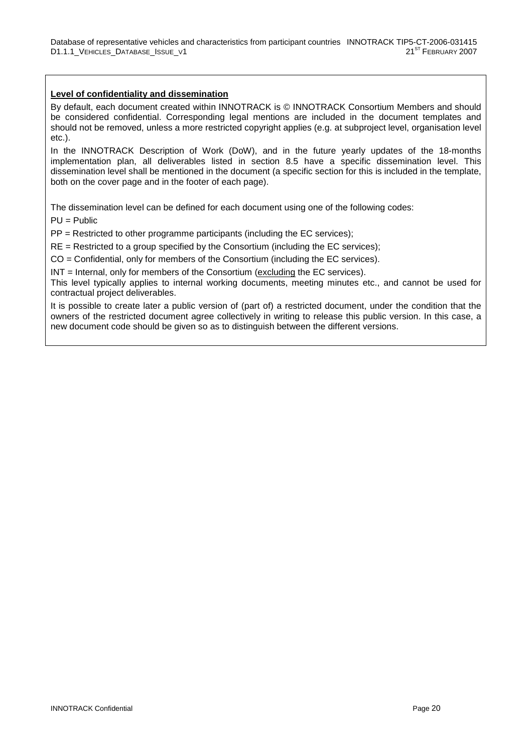**Level of confidentiality and dissemination**

By default, each document created within INNOTRACK is © INNOTRACK Consortium Members and should be considered confidential. Corresponding legal mentions are included in the document templates and should not be removed, unless a more restricted copyright applies (e.g. at subproject level, organisation level etc.).

In the INNOTRACK Description of Work (DoW), and in the future yearly updates of the 18-months implementation plan, all deliverables listed in section 8.5 have a specific dissemination level. This dissemination level shall be mentioned in the document (a specific section for this is included in the template, both on the cover page and in the footer of each page).

The dissemination level can be defined for each document using one of the following codes:

PU = Public

PP = Restricted to other programme participants (including the EC services);

RE = Restricted to a group specified by the Consortium (including the EC services);

CO = Confidential, only for members of the Consortium (including the EC services).

INT = Internal, only for members of the Consortium (excluding the EC services).

This level typically applies to internal working documents, meeting minutes etc., and cannot be used for contractual project deliverables.

It is possible to create later a public version of (part of) a restricted document, under the condition that the owners of the restricted document agree collectively in writing to release this public version. In this case, a new document code should be given so as to distinguish between the different versions.